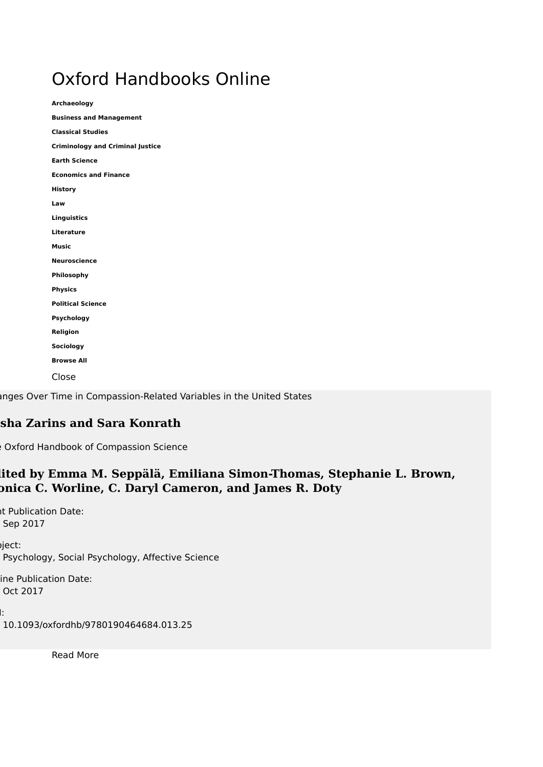# Oxford Handbooks Online

**Archaeology**

**Business and Management**

**Classical Studies**

**Criminology and Criminal Justice**

**Earth Science**

**Economics and Finance**

**History**

**Law**

**Linguistics**

**Literature**

**Music**

**Neuroscience**

**Philosophy**

**Physics**

**Political Science**

**Psychology**

**Religion**

**Sociology**

**Browse All**

Close

anges Over Time in Compassion-Related Variables in the United States

**sha Zarins and Sara Konrath**

e Oxford Handbook of Compassion Science

**lited by Emma M. Seppälä, Emiliana Simon-Thomas, Stephanie L. Brown, onica C. Worline, C. Daryl Cameron, and James R. Doty**

nt Publication Date:
Sep 2017

bject:
Psychology, Social Psychology, Affective Science

line Publication Date:
Oct 2017

I:
10.1093/oxfordhb/9780190464684.013.25

Read More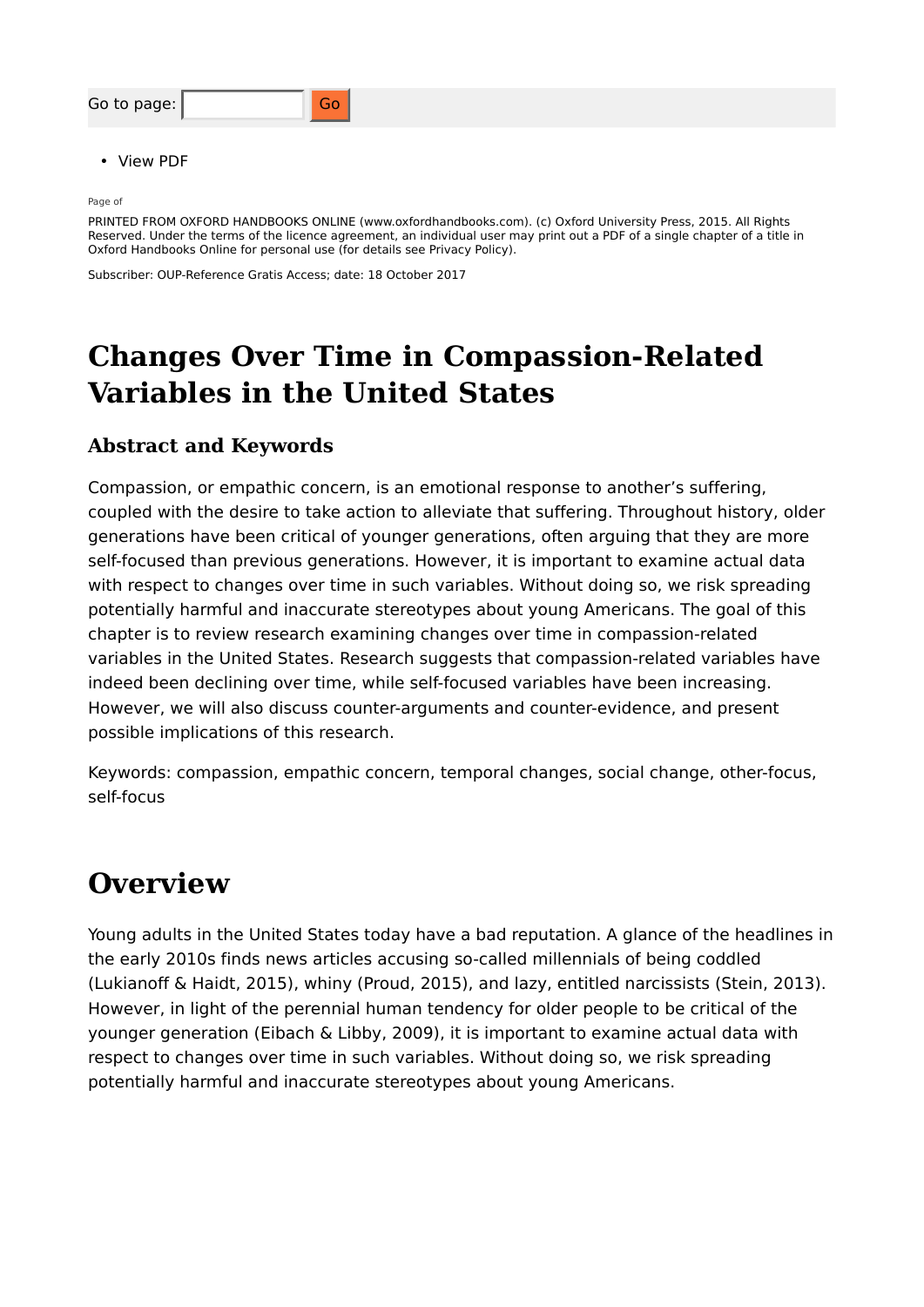# Changes Over Time in Compassion-Related Variables in the United States

## Abstract and Keywords

Compassion, or empathic concern, is an emotional response to another's suffering, coupled with the desire to take action to alleviate that suffering. Throughout history, older generations have been critical of younger generations, often arguing that they are more self-focused than previous generations. However, it is important to examine actual data with respect to changes over time in such variables. Without doing so, we risk spreading potentially harmful and inaccurate stereotypes about young Americans. The goal of this chapter is to review research examining changes over time in compassion-related variables in the United States. Research suggests that compassion-related variables have indeed been declining over time, while self-focused variables have been increasing. However, we will also discuss counter-arguments and counter-evidence, and present possible implications of this research.

Keywords: compassion, empathic concern, temporal changes, social change, other-focus, self-focus

# Overview

Young adults in the United States today have a bad reputation. A glance of the headlines in the early 2010s finds news articles accusing so-called millennials of being coddled (Lukianoff & Haidt, 2015), whiny (Proud, 2015), and lazy, entitled narcissists (Stein, 2013). However, in light of the perennial human tendency for older people to be critical of the younger generation (Eibach & Libby, 2009), it is important to examine actual data with respect to changes over time in such variables. Without doing so, we risk spreading potentially harmful and inaccurate stereotypes about young Americans.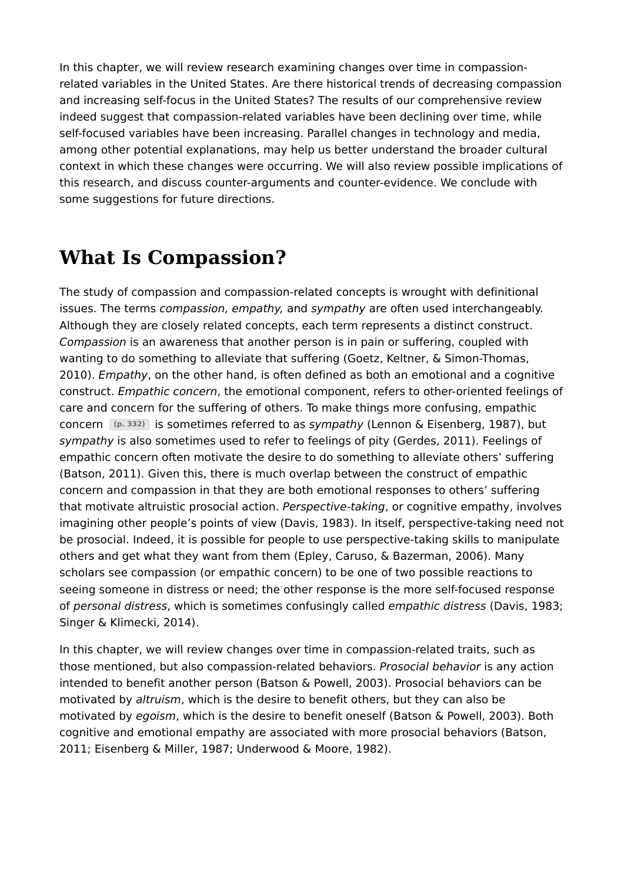In this chapter, we will review research examining changes over time in compassion-related variables in the United States. Are there historical trends of decreasing compassion and increasing self-focus in the United States? The results of our comprehensive review indeed suggest that compassion-related variables have been declining over time, while self-focused variables have been increasing. Parallel changes in technology and media, among other potential explanations, may help us better understand the broader cultural context in which these changes were occurring. We will also review possible implications of this research, and discuss counter-arguments and counter-evidence. We conclude with some suggestions for future directions.

## What Is Compassion?

The study of compassion and compassion-related concepts is wrought with definitional issues. The terms *compassion, empathy,* and *sympathy* are often used interchangeably. Although they are closely related concepts, each term represents a distinct construct. *Compassion* is an awareness that another person is in pain or suffering, coupled with wanting to do something to alleviate that suffering (Goetz, Keltner, & Simon-Thomas, 2010). *Empathy*, on the other hand, is often defined as both an emotional and a cognitive construct. *Empathic concern*, the emotional component, refers to other-oriented feelings of care and concern for the suffering of others. To make things more confusing, empathic concern (p. 332) is sometimes referred to as *sympathy* (Lennon & Eisenberg, 1987), but *sympathy* is also sometimes used to refer to feelings of pity (Gerdes, 2011). Feelings of empathic concern often motivate the desire to do something to alleviate others' suffering (Batson, 2011). Given this, there is much overlap between the construct of empathic concern and compassion in that they are both emotional responses to others' suffering that motivate altruistic prosocial action. *Perspective-taking*, or cognitive empathy, involves imagining other people's points of view (Davis, 1983). In itself, perspective-taking need not be prosocial. Indeed, it is possible for people to use perspective-taking skills to manipulate others and get what they want from them (Epley, Caruso, & Bazerman, 2006). Many scholars see compassion (or empathic concern) to be one of two possible reactions to seeing someone in distress or need; the other response is the more self-focused response of *personal distress*, which is sometimes confusingly called *empathic distress* (Davis, 1983; Singer & Klimecki, 2014).

In this chapter, we will review changes over time in compassion-related traits, such as those mentioned, but also compassion-related behaviors. *Prosocial behavior* is any action intended to benefit another person (Batson & Powell, 2003). Prosocial behaviors can be motivated by *altruism*, which is the desire to benefit others, but they can also be motivated by *egoism*, which is the desire to benefit oneself (Batson & Powell, 2003). Both cognitive and emotional empathy are associated with more prosocial behaviors (Batson, 2011; Eisenberg & Miller, 1987; Underwood & Moore, 1982).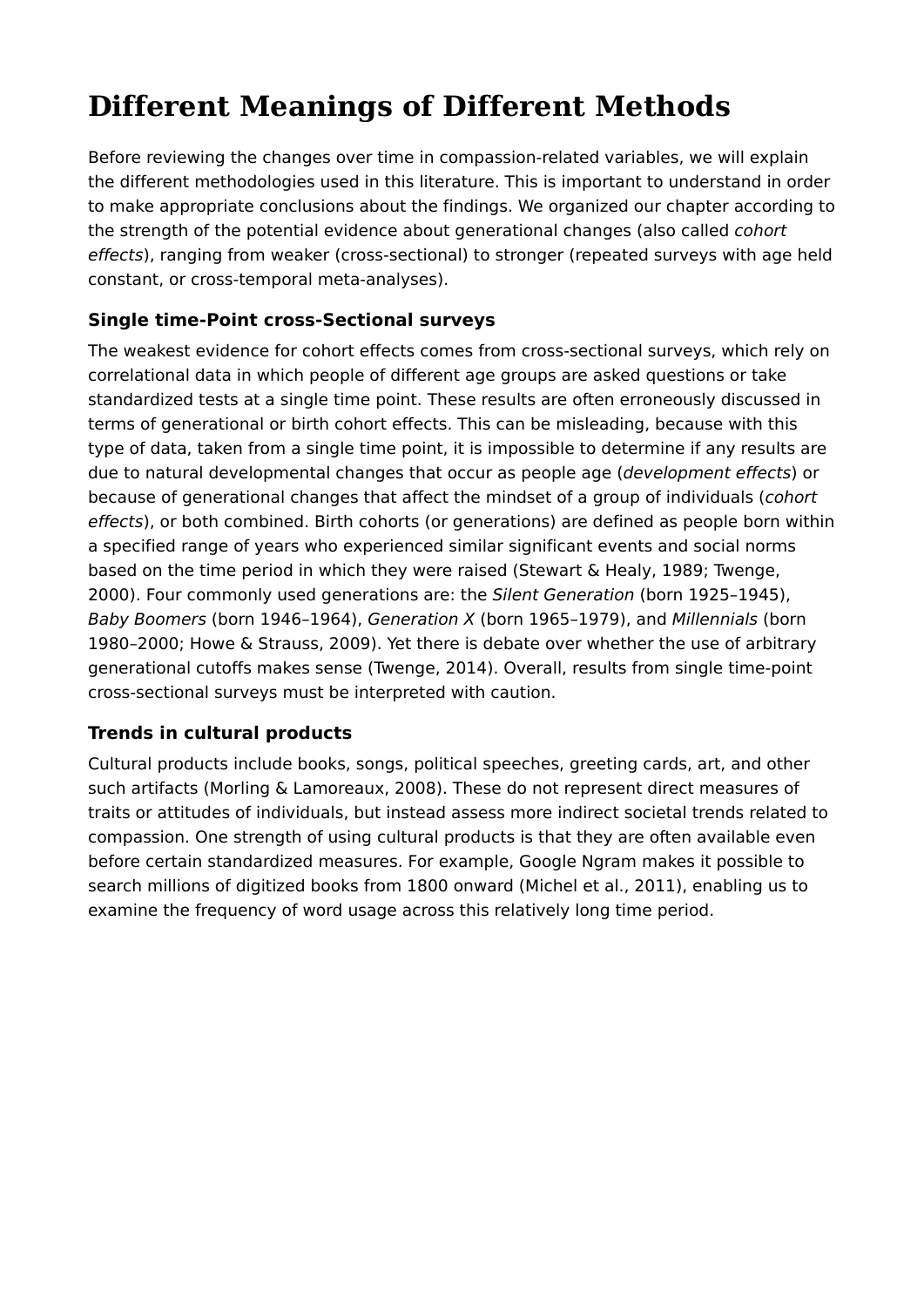# Different Meanings of Different Methods

Before reviewing the changes over time in compassion-related variables, we will explain the different methodologies used in this literature. This is important to understand in order to make appropriate conclusions about the findings. We organized our chapter according to the strength of the potential evidence about generational changes (also called *cohort effects*), ranging from weaker (cross-sectional) to stronger (repeated surveys with age held constant, or cross-temporal meta-analyses).

### Single time-Point cross-Sectional surveys

The weakest evidence for cohort effects comes from cross-sectional surveys, which rely on correlational data in which people of different age groups are asked questions or take standardized tests at a single time point. These results are often erroneously discussed in terms of generational or birth cohort effects. This can be misleading, because with this type of data, taken from a single time point, it is impossible to determine if any results are due to natural developmental changes that occur as people age (*development effects*) or because of generational changes that affect the mindset of a group of individuals (*cohort effects*), or both combined. Birth cohorts (or generations) are defined as people born within a specified range of years who experienced similar significant events and social norms based on the time period in which they were raised (Stewart & Healy, 1989; Twenge, 2000). Four commonly used generations are: the *Silent Generation* (born 1925–1945), *Baby Boomers* (born 1946–1964), *Generation X* (born 1965–1979), and *Millennials* (born 1980–2000; Howe & Strauss, 2009). Yet there is debate over whether the use of arbitrary generational cutoffs makes sense (Twenge, 2014). Overall, results from single time-point cross-sectional surveys must be interpreted with caution.

### Trends in cultural products

Cultural products include books, songs, political speeches, greeting cards, art, and other such artifacts (Morling & Lamoreaux, 2008). These do not represent direct measures of traits or attitudes of individuals, but instead assess more indirect societal trends related to compassion. One strength of using cultural products is that they are often available even before certain standardized measures. For example, Google Ngram makes it possible to search millions of digitized books from 1800 onward (Michel et al., 2011), enabling us to examine the frequency of word usage across this relatively long time period.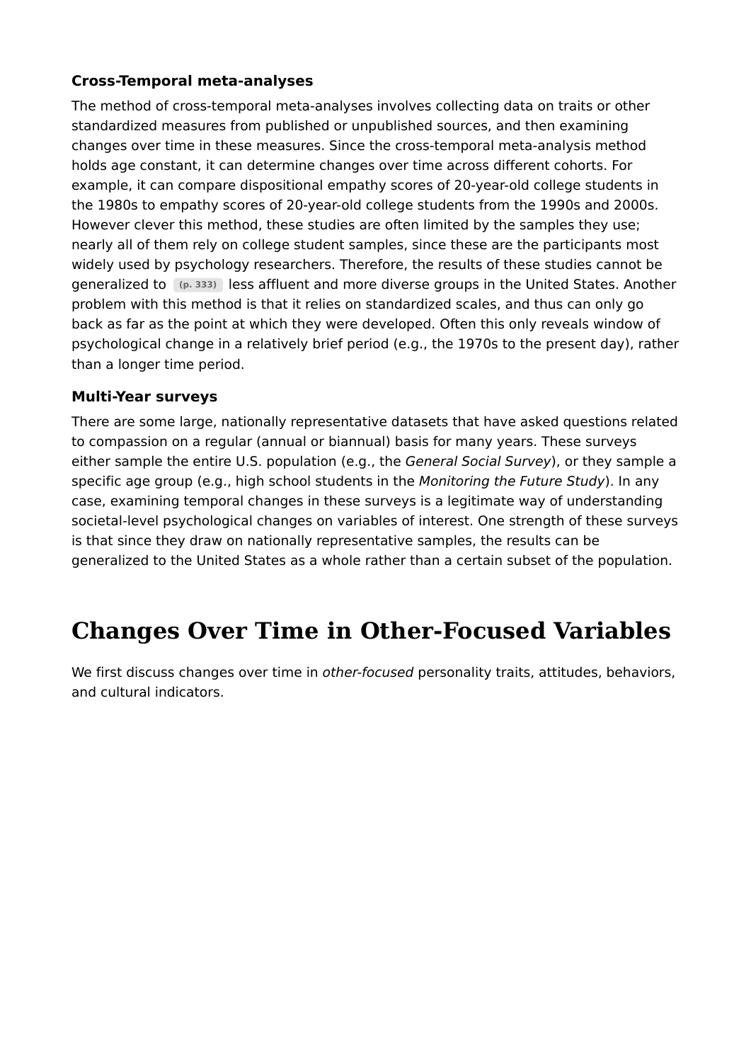### Cross-Temporal meta-analyses

The method of cross-temporal meta-analyses involves collecting data on traits or other standardized measures from published or unpublished sources, and then examining changes over time in these measures. Since the cross-temporal meta-analysis method holds age constant, it can determine changes over time across different cohorts. For example, it can compare dispositional empathy scores of 20-year-old college students in the 1980s to empathy scores of 20-year-old college students from the 1990s and 2000s. However clever this method, these studies are often limited by the samples they use; nearly all of them rely on college student samples, since these are the participants most widely used by psychology researchers. Therefore, the results of these studies cannot be generalized to (p. 333) less affluent and more diverse groups in the United States. Another problem with this method is that it relies on standardized scales, and thus can only go back as far as the point at which they were developed. Often this only reveals window of psychological change in a relatively brief period (e.g., the 1970s to the present day), rather than a longer time period.

### Multi-Year surveys

There are some large, nationally representative datasets that have asked questions related to compassion on a regular (annual or biannual) basis for many years. These surveys either sample the entire U.S. population (e.g., the *General Social Survey*), or they sample a specific age group (e.g., high school students in the *Monitoring the Future Study*). In any case, examining temporal changes in these surveys is a legitimate way of understanding societal-level psychological changes on variables of interest. One strength of these surveys is that since they draw on nationally representative samples, the results can be generalized to the United States as a whole rather than a certain subset of the population.

# Changes Over Time in Other-Focused Variables

We first discuss changes over time in *other-focused* personality traits, attitudes, behaviors, and cultural indicators.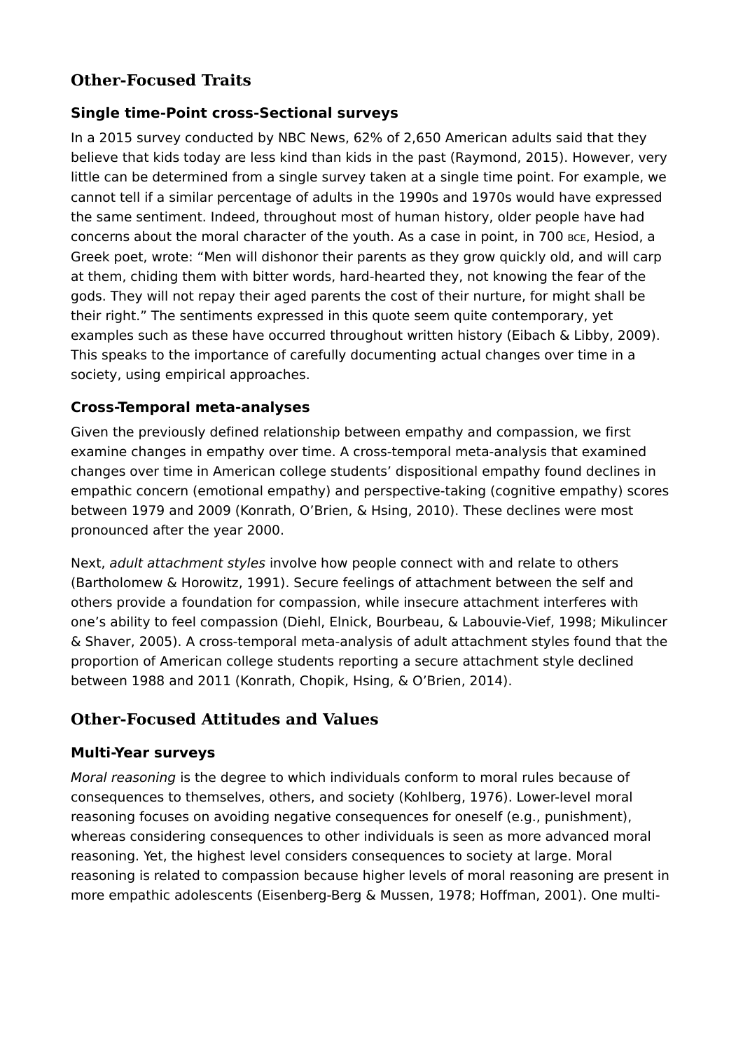## Other-Focused Traits

### Single time-Point cross-Sectional surveys

In a 2015 survey conducted by NBC News, 62% of 2,650 American adults said that they believe that kids today are less kind than kids in the past (Raymond, 2015). However, very little can be determined from a single survey taken at a single time point. For example, we cannot tell if a similar percentage of adults in the 1990s and 1970s would have expressed the same sentiment. Indeed, throughout most of human history, older people have had concerns about the moral character of the youth. As a case in point, in 700 BCE, Hesiod, a Greek poet, wrote: "Men will dishonor their parents as they grow quickly old, and will carp at them, chiding them with bitter words, hard-hearted they, not knowing the fear of the gods. They will not repay their aged parents the cost of their nurture, for might shall be their right." The sentiments expressed in this quote seem quite contemporary, yet examples such as these have occurred throughout written history (Eibach & Libby, 2009). This speaks to the importance of carefully documenting actual changes over time in a society, using empirical approaches.

### Cross-Temporal meta-analyses

Given the previously defined relationship between empathy and compassion, we first examine changes in empathy over time. A cross-temporal meta-analysis that examined changes over time in American college students' dispositional empathy found declines in empathic concern (emotional empathy) and perspective-taking (cognitive empathy) scores between 1979 and 2009 (Konrath, O'Brien, & Hsing, 2010). These declines were most pronounced after the year 2000.

Next, *adult attachment styles* involve how people connect with and relate to others (Bartholomew & Horowitz, 1991). Secure feelings of attachment between the self and others provide a foundation for compassion, while insecure attachment interferes with one's ability to feel compassion (Diehl, Elnick, Bourbeau, & Labouvie-Vief, 1998; Mikulincer & Shaver, 2005). A cross-temporal meta-analysis of adult attachment styles found that the proportion of American college students reporting a secure attachment style declined between 1988 and 2011 (Konrath, Chopik, Hsing, & O'Brien, 2014).

## Other-Focused Attitudes and Values

### Multi-Year surveys

*Moral reasoning* is the degree to which individuals conform to moral rules because of consequences to themselves, others, and society (Kohlberg, 1976). Lower-level moral reasoning focuses on avoiding negative consequences for oneself (e.g., punishment), whereas considering consequences to other individuals is seen as more advanced moral reasoning. Yet, the highest level considers consequences to society at large. Moral reasoning is related to compassion because higher levels of moral reasoning are present in more empathic adolescents (Eisenberg-Berg & Mussen, 1978; Hoffman, 2001). One multi-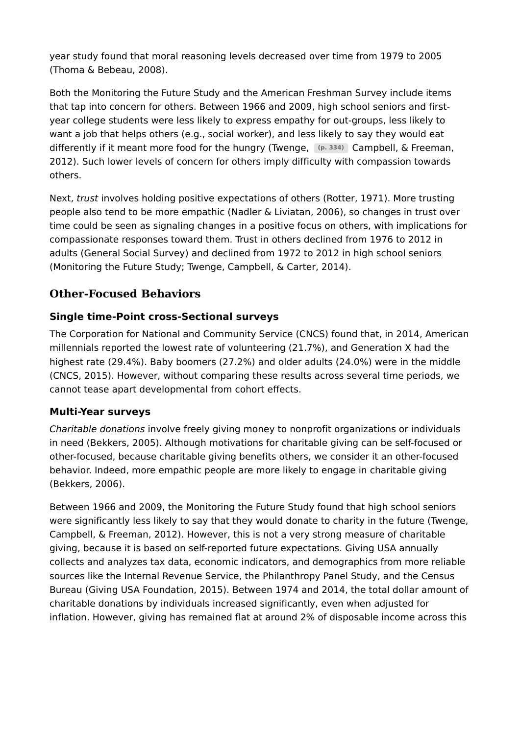year study found that moral reasoning levels decreased over time from 1979 to 2005 (Thoma & Bebeau, 2008).

Both the Monitoring the Future Study and the American Freshman Survey include items that tap into concern for others. Between 1966 and 2009, high school seniors and first-year college students were less likely to express empathy for out-groups, less likely to want a job that helps others (e.g., social worker), and less likely to say they would eat differently if it meant more food for the hungry (Twenge, (p. 334) Campbell, & Freeman, 2012). Such lower levels of concern for others imply difficulty with compassion towards others.

Next, *trust* involves holding positive expectations of others (Rotter, 1971). More trusting people also tend to be more empathic (Nadler & Liviatan, 2006), so changes in trust over time could be seen as signaling changes in a positive focus on others, with implications for compassionate responses toward them. Trust in others declined from 1976 to 2012 in adults (General Social Survey) and declined from 1972 to 2012 in high school seniors (Monitoring the Future Study; Twenge, Campbell, & Carter, 2014).

## Other-Focused Behaviors

### Single time-Point cross-Sectional surveys

The Corporation for National and Community Service (CNCS) found that, in 2014, American millennials reported the lowest rate of volunteering (21.7%), and Generation X had the highest rate (29.4%). Baby boomers (27.2%) and older adults (24.0%) were in the middle (CNCS, 2015). However, without comparing these results across several time periods, we cannot tease apart developmental from cohort effects.

### Multi-Year surveys

*Charitable donations* involve freely giving money to nonprofit organizations or individuals in need (Bekkers, 2005). Although motivations for charitable giving can be self-focused or other-focused, because charitable giving benefits others, we consider it an other-focused behavior. Indeed, more empathic people are more likely to engage in charitable giving (Bekkers, 2006).

Between 1966 and 2009, the Monitoring the Future Study found that high school seniors were significantly less likely to say that they would donate to charity in the future (Twenge, Campbell, & Freeman, 2012). However, this is not a very strong measure of charitable giving, because it is based on self-reported future expectations. Giving USA annually collects and analyzes tax data, economic indicators, and demographics from more reliable sources like the Internal Revenue Service, the Philanthropy Panel Study, and the Census Bureau (Giving USA Foundation, 2015). Between 1974 and 2014, the total dollar amount of charitable donations by individuals increased significantly, even when adjusted for inflation. However, giving has remained flat at around 2% of disposable income across this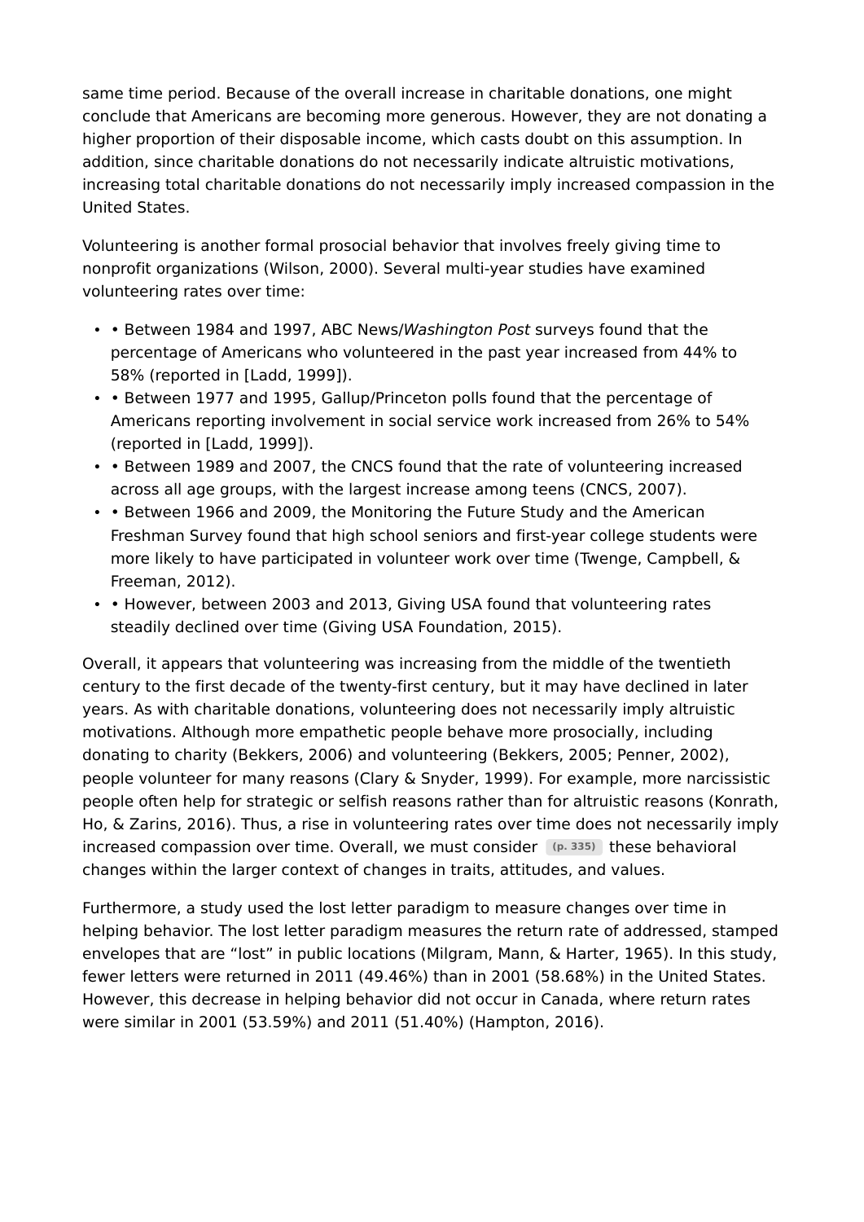same time period. Because of the overall increase in charitable donations, one might conclude that Americans are becoming more generous. However, they are not donating a higher proportion of their disposable income, which casts doubt on this assumption. In addition, since charitable donations do not necessarily indicate altruistic motivations, increasing total charitable donations do not necessarily imply increased compassion in the United States.

Volunteering is another formal prosocial behavior that involves freely giving time to nonprofit organizations (Wilson, 2000). Several multi-year studies have examined volunteering rates over time:

- • Between 1984 and 1997, ABC News/*Washington Post* surveys found that the percentage of Americans who volunteered in the past year increased from 44% to 58% (reported in [Ladd, 1999]).
- • Between 1977 and 1995, Gallup/Princeton polls found that the percentage of Americans reporting involvement in social service work increased from 26% to 54% (reported in [Ladd, 1999]).
- • Between 1989 and 2007, the CNCS found that the rate of volunteering increased across all age groups, with the largest increase among teens (CNCS, 2007).
- • Between 1966 and 2009, the Monitoring the Future Study and the American Freshman Survey found that high school seniors and first-year college students were more likely to have participated in volunteer work over time (Twenge, Campbell, & Freeman, 2012).
- • However, between 2003 and 2013, Giving USA found that volunteering rates steadily declined over time (Giving USA Foundation, 2015).

Overall, it appears that volunteering was increasing from the middle of the twentieth century to the first decade of the twenty-first century, but it may have declined in later years. As with charitable donations, volunteering does not necessarily imply altruistic motivations. Although more empathetic people behave more prosocially, including donating to charity (Bekkers, 2006) and volunteering (Bekkers, 2005; Penner, 2002), people volunteer for many reasons (Clary & Snyder, 1999). For example, more narcissistic people often help for strategic or selfish reasons rather than for altruistic reasons (Konrath, Ho, & Zarins, 2016). Thus, a rise in volunteering rates over time does not necessarily imply increased compassion over time. Overall, we must consider (p. 335) these behavioral changes within the larger context of changes in traits, attitudes, and values.

Furthermore, a study used the lost letter paradigm to measure changes over time in helping behavior. The lost letter paradigm measures the return rate of addressed, stamped envelopes that are "lost" in public locations (Milgram, Mann, & Harter, 1965). In this study, fewer letters were returned in 2011 (49.46%) than in 2001 (58.68%) in the United States. However, this decrease in helping behavior did not occur in Canada, where return rates were similar in 2001 (53.59%) and 2011 (51.40%) (Hampton, 2016).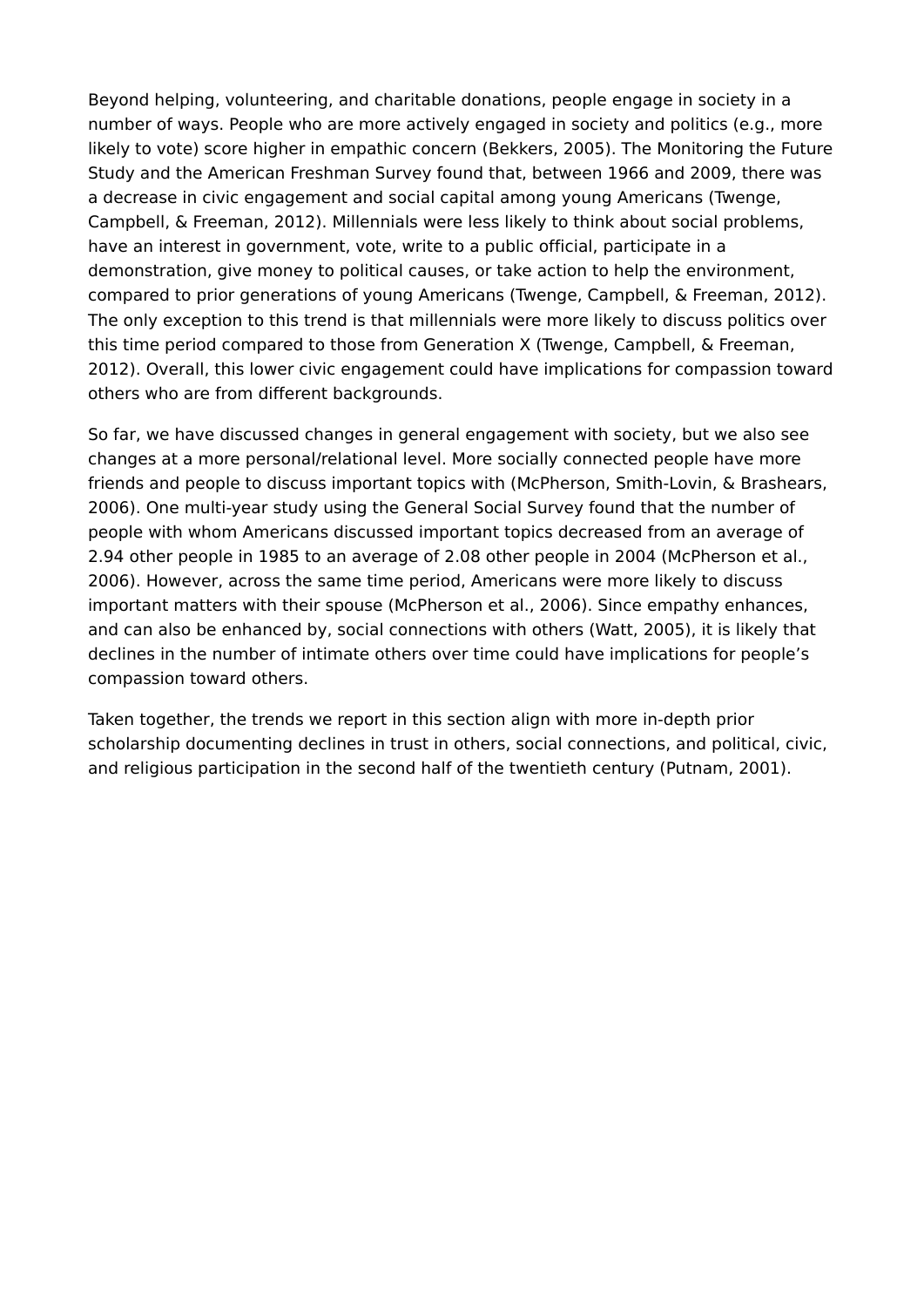Beyond helping, volunteering, and charitable donations, people engage in society in a number of ways. People who are more actively engaged in society and politics (e.g., more likely to vote) score higher in empathic concern (Bekkers, 2005). The Monitoring the Future Study and the American Freshman Survey found that, between 1966 and 2009, there was a decrease in civic engagement and social capital among young Americans (Twenge, Campbell, & Freeman, 2012). Millennials were less likely to think about social problems, have an interest in government, vote, write to a public official, participate in a demonstration, give money to political causes, or take action to help the environment, compared to prior generations of young Americans (Twenge, Campbell, & Freeman, 2012). The only exception to this trend is that millennials were more likely to discuss politics over this time period compared to those from Generation X (Twenge, Campbell, & Freeman, 2012). Overall, this lower civic engagement could have implications for compassion toward others who are from different backgrounds.

So far, we have discussed changes in general engagement with society, but we also see changes at a more personal/relational level. More socially connected people have more friends and people to discuss important topics with (McPherson, Smith-Lovin, & Brashears, 2006). One multi-year study using the General Social Survey found that the number of people with whom Americans discussed important topics decreased from an average of 2.94 other people in 1985 to an average of 2.08 other people in 2004 (McPherson et al., 2006). However, across the same time period, Americans were more likely to discuss important matters with their spouse (McPherson et al., 2006). Since empathy enhances, and can also be enhanced by, social connections with others (Watt, 2005), it is likely that declines in the number of intimate others over time could have implications for people's compassion toward others.

Taken together, the trends we report in this section align with more in-depth prior scholarship documenting declines in trust in others, social connections, and political, civic, and religious participation in the second half of the twentieth century (Putnam, 2001).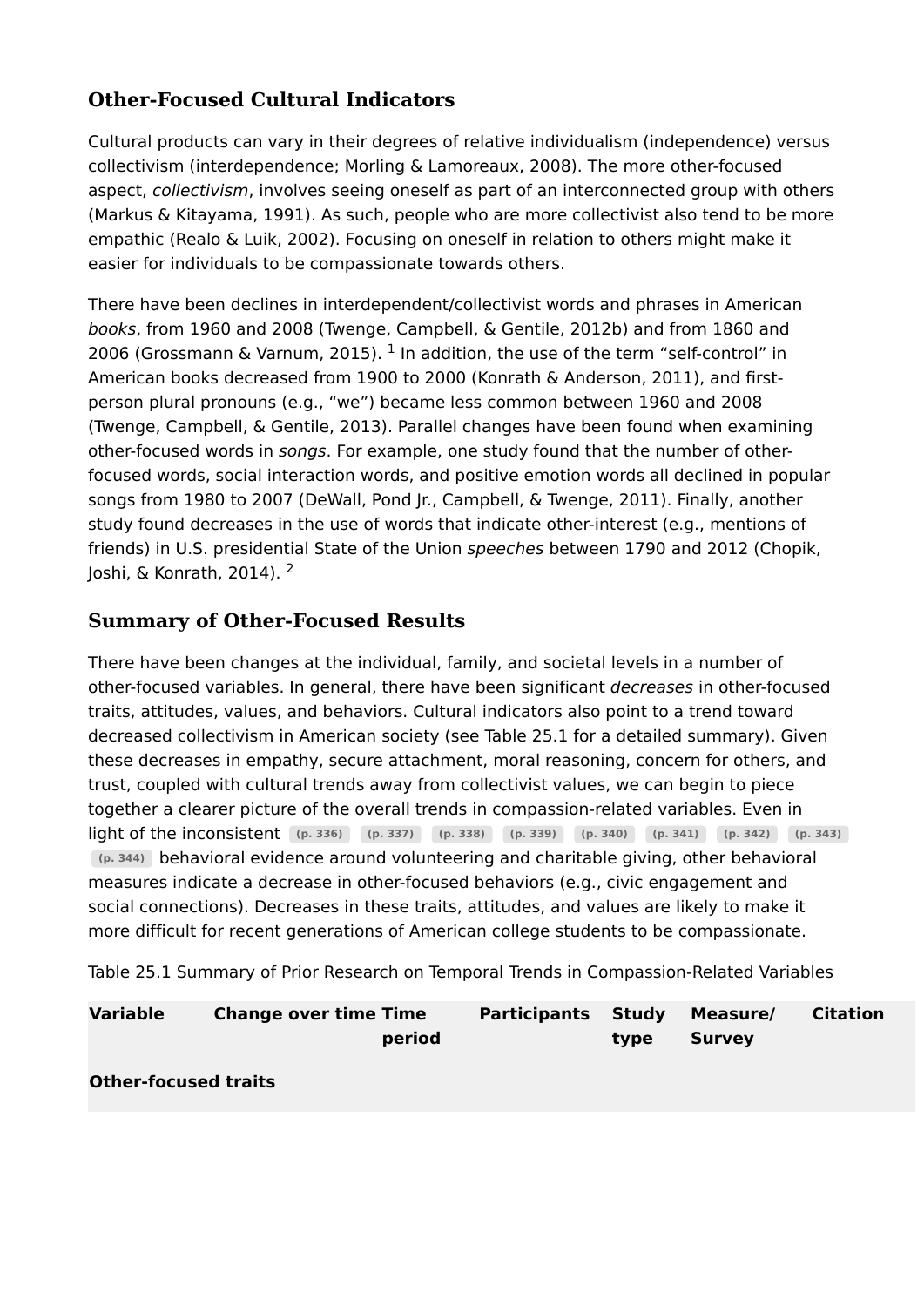## Other-Focused Cultural Indicators

Cultural products can vary in their degrees of relative individualism (independence) versus collectivism (interdependence; Morling & Lamoreaux, 2008). The more other-focused aspect, *collectivism*, involves seeing oneself as part of an interconnected group with others (Markus & Kitayama, 1991). As such, people who are more collectivist also tend to be more empathic (Realo & Luik, 2002). Focusing on oneself in relation to others might make it easier for individuals to be compassionate towards others.

There have been declines in interdependent/collectivist words and phrases in American *books*, from 1960 and 2008 (Twenge, Campbell, & Gentile, 2012b) and from 1860 and 2006 (Grossmann & Varnum, 2015). [1] In addition, the use of the term "self-control" in American books decreased from 1900 to 2000 (Konrath & Anderson, 2011), and first-person plural pronouns (e.g., "we") became less common between 1960 and 2008 (Twenge, Campbell, & Gentile, 2013). Parallel changes have been found when examining other-focused words in *songs*. For example, one study found that the number of other-focused words, social interaction words, and positive emotion words all declined in popular songs from 1980 to 2007 (DeWall, Pond Jr., Campbell, & Twenge, 2011). Finally, another study found decreases in the use of words that indicate other-interest (e.g., mentions of friends) in U.S. presidential State of the Union *speeches* between 1790 and 2012 (Chopik, Joshi, & Konrath, 2014). [2]

## Summary of Other-Focused Results

There have been changes at the individual, family, and societal levels in a number of other-focused variables. In general, there have been significant *decreases* in other-focused traits, attitudes, values, and behaviors. Cultural indicators also point to a trend toward decreased collectivism in American society (see Table 25.1 for a detailed summary). Given these decreases in empathy, secure attachment, moral reasoning, concern for others, and trust, coupled with cultural trends away from collectivist values, we can begin to piece together a clearer picture of the overall trends in compassion-related variables. Even in light of the inconsistent (p. 336) (p. 337) (p. 338) (p. 339) (p. 340) (p. 341) (p. 342) (p. 343) (p. 344) behavioral evidence around volunteering and charitable giving, other behavioral measures indicate a decrease in other-focused behaviors (e.g., civic engagement and social connections). Decreases in these traits, attitudes, and values are likely to make it more difficult for recent generations of American college students to be compassionate.

Table 25.1 Summary of Prior Research on Temporal Trends in Compassion-Related Variables

| Variable | Change over time | Time period | Participants | Study type | Measure/ Survey | Citation |
|---|---|---|---|---|---|---|
| **Other-focused traits** | | | | | | |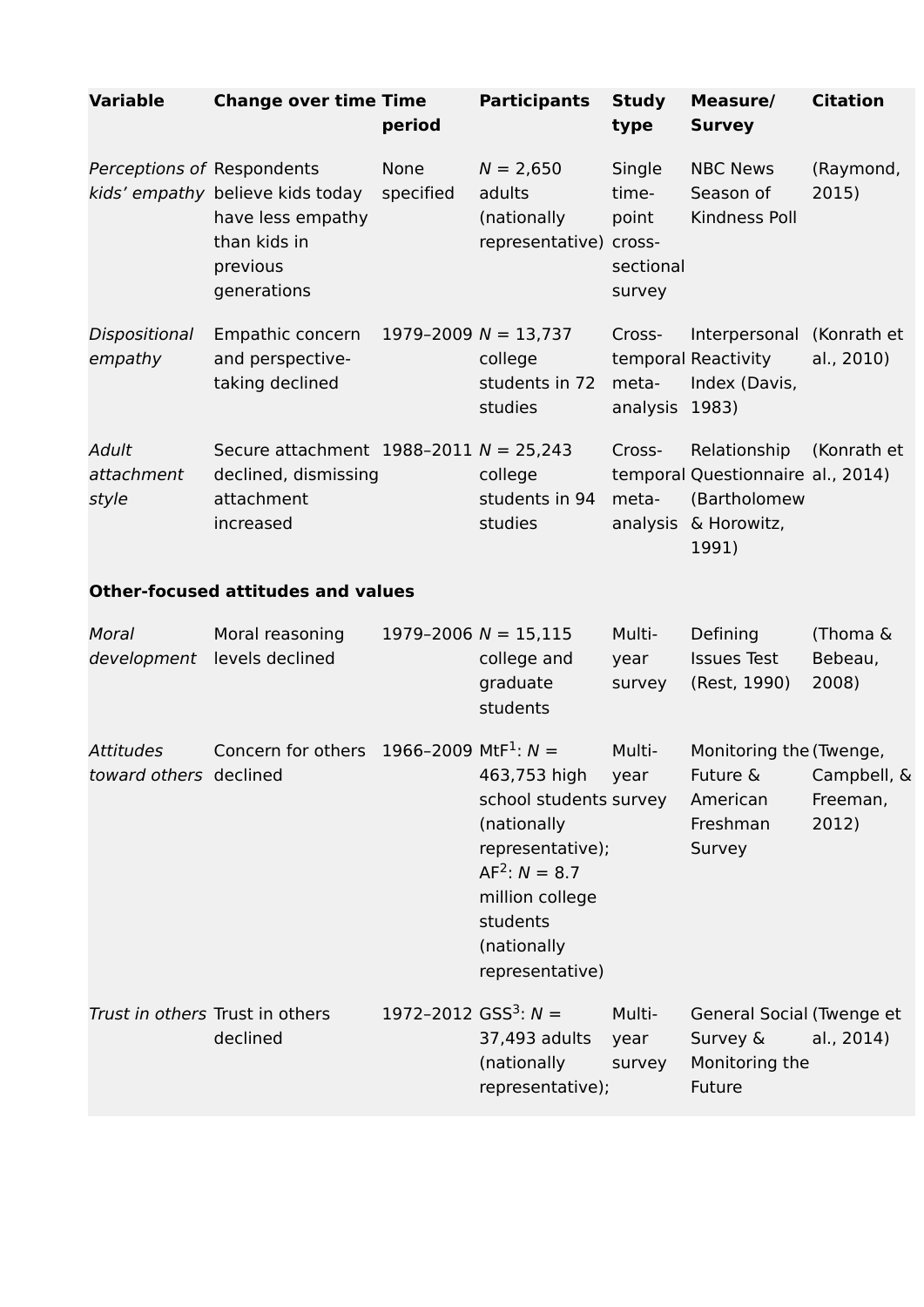| Variable | Change over time | Time period | Participants | Study type | Measure/ Survey | Citation |
|---|---|---|---|---|---|---|
| *Perceptions of kids' empathy* | Respondents believe kids today have less empathy than kids in previous generations | None specified | *N* = 2,650 adults (nationally representative) | Single time-point cross-sectional survey | NBC News Season of Kindness Poll | (Raymond, 2015) |
| *Dispositional empathy* | Empathic concern and perspective-taking declined | 1979–2009 | *N* = 13,737 college students in 72 studies | Cross-temporal meta-analysis | Interpersonal Reactivity Index (Davis, 1983) | (Konrath et al., 2010) |
| *Adult attachment style* | Secure attachment declined, dismissing attachment increased | 1988–2011 | *N* = 25,243 college students in 94 studies | Cross-temporal meta-analysis | Relationship Questionnaire (Bartholomew & Horowitz, 1991) | (Konrath et al., 2014) |
| **Other-focused attitudes and values** | | | | | | |
| *Moral development* | Moral reasoning levels declined | 1979–2006 | *N* = 15,115 college and graduate students | Multi-year survey | Defining Issues Test (Rest, 1990) | (Thoma & Bebeau, 2008) |
| *Attitudes toward others* | Concern for others declined | 1966–2009 | MtF[1]: *N* = 463,753 high school students (nationally representative); AF[2]: *N* = 8.7 million college students (nationally representative) | Multi-year survey | Monitoring the Future & American Freshman Survey | (Twenge, Campbell, & Freeman, 2012) |
| *Trust in others* | Trust in others declined | 1972–2012 | GSS[3]: *N* = 37,493 adults (nationally representative); | Multi-year survey | General Social Survey & Monitoring the Future | (Twenge et al., 2014) |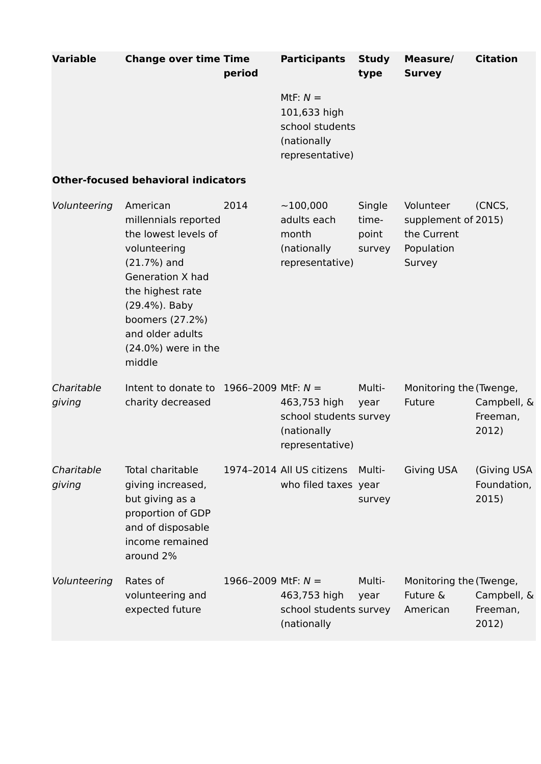| Variable | Change over time | Time period | Participants | Study type | Measure/ Survey | Citation |
|---|---|---|---|---|---|---|
| | | | MtF: *N* = 101,633 high school students (nationally representative) | | | |
| **Other-focused behavioral indicators** | | | | | | |
| *Volunteering* | American millennials reported the lowest levels of volunteering (21.7%) and Generation X had the highest rate (29.4%). Baby boomers (27.2%) and older adults (24.0%) were in the middle | 2014 | ~100,000 adults each month (nationally representative) | Single time-point survey | Volunteer supplement of the Current Population Survey | (CNCS, 2015) |
| *Charitable giving* | Intent to donate to charity decreased | 1966–2009 | MtF: *N* = 463,753 high school students (nationally representative) | Multi-year survey | Monitoring the Future | (Twenge, Campbell, & Freeman, 2012) |
| *Charitable giving* | Total charitable giving increased, but giving as a proportion of GDP and of disposable income remained around 2% | 1974–2014 | All US citizens who filed taxes | Multi-year survey | Giving USA | (Giving USA Foundation, 2015) |
| *Volunteering* | Rates of volunteering and expected future | 1966–2009 | MtF: *N* = 463,753 high school students (nationally | Multi-year survey | Monitoring the Future & American | (Twenge, Campbell, & Freeman, 2012) |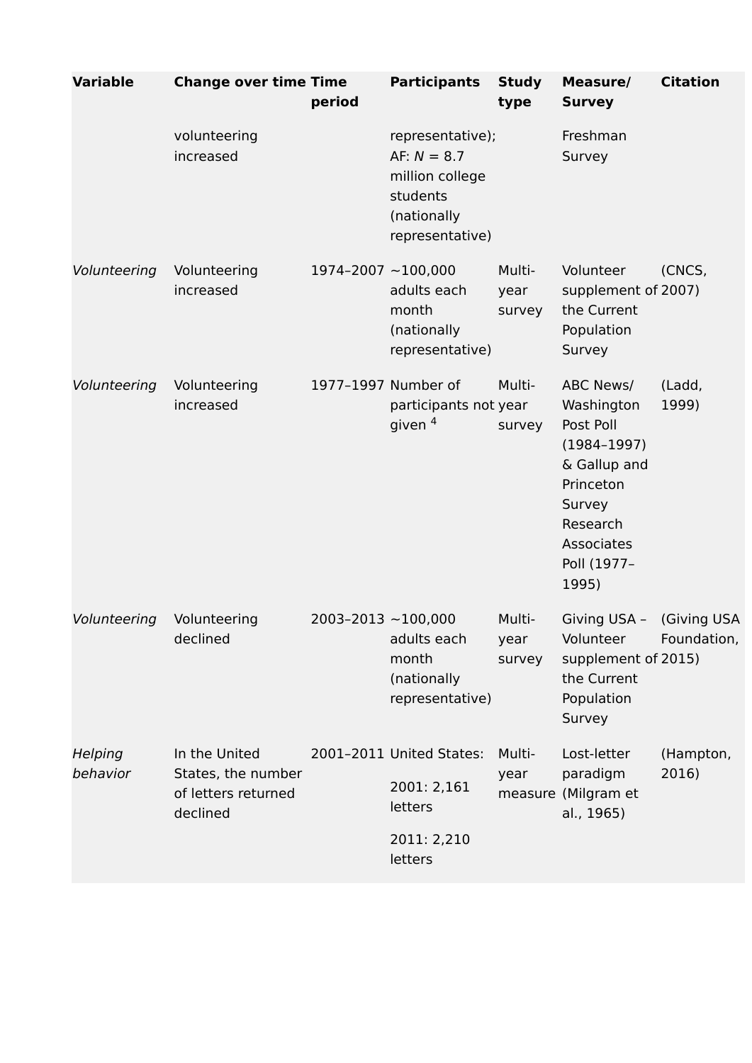| Variable | Change over time | Time period | Participants | Study type | Measure/ Survey | Citation |
|---|---|---|---|---|---|---|
| | volunteering increased | | representative); AF: $N$ = 8.7 million college students (nationally representative) | | Freshman Survey | |
| *Volunteering* | Volunteering increased | 1974–2007 | ~100,000 adults each month (nationally representative) | Multi-year survey | Volunteer supplement of the Current Population Survey | (CNCS, 2007) |
| *Volunteering* | Volunteering increased | 1977–1997 | Number of participants not given [4] | Multi-year survey | ABC News/ Washington Post Poll (1984–1997) & Gallup and Princeton Survey Research Associates Poll (1977–1995) | (Ladd, 1999) |
| *Volunteering* | Volunteering declined | 2003–2013 | ~100,000 adults each month (nationally representative) | Multi-year survey | Giving USA – Volunteer supplement of the Current Population Survey | (Giving USA Foundation, 2015) |
| *Helping behavior* | In the United States, the number of letters returned declined | 2001–2011 | United States: 2001: 2,161 letters 2011: 2,210 letters | Multi-year measure | Lost-letter paradigm (Milgram et al., 1965) | (Hampton, 2016) |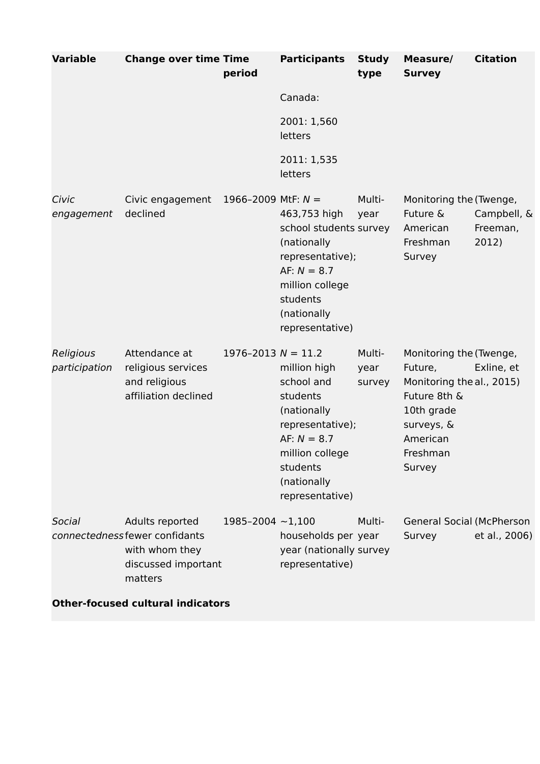| Variable | Change over time | Time period | Participants | Study type | Measure/ Survey | Citation |
|---|---|---|---|---|---|---|
| | | | Canada:<br><br>2001: 1,560 letters<br><br>2011: 1,535 letters | | | |
| *Civic engagement* | Civic engagement declined | 1966–2009 | MtF: *N* = 463,753 high school students (nationally representative); AF: *N* = 8.7 million college students (nationally representative) | Multi-year survey | Monitoring the Future & American Freshman Survey | (Twenge, Campbell, & Freeman, 2012) |
| *Religious participation* | Attendance at religious services and religious affiliation declined | 1976–2013 | *N* = 11.2 million high school and students (nationally representative); AF: *N* = 8.7 million college students (nationally representative) | Multi-year survey | Monitoring the Future, Monitoring the Future 8th & 10th grade surveys, & American Freshman Survey | (Twenge, Exline, et al., 2015) |
| *Social connectedness* | Adults reported fewer confidants with whom they discussed important matters | 1985–2004 | ~1,100 households per year (nationally representative) | Multi-year survey | General Social Survey | (McPherson et al., 2006) |
| **Other-focused cultural indicators** | | | | | | |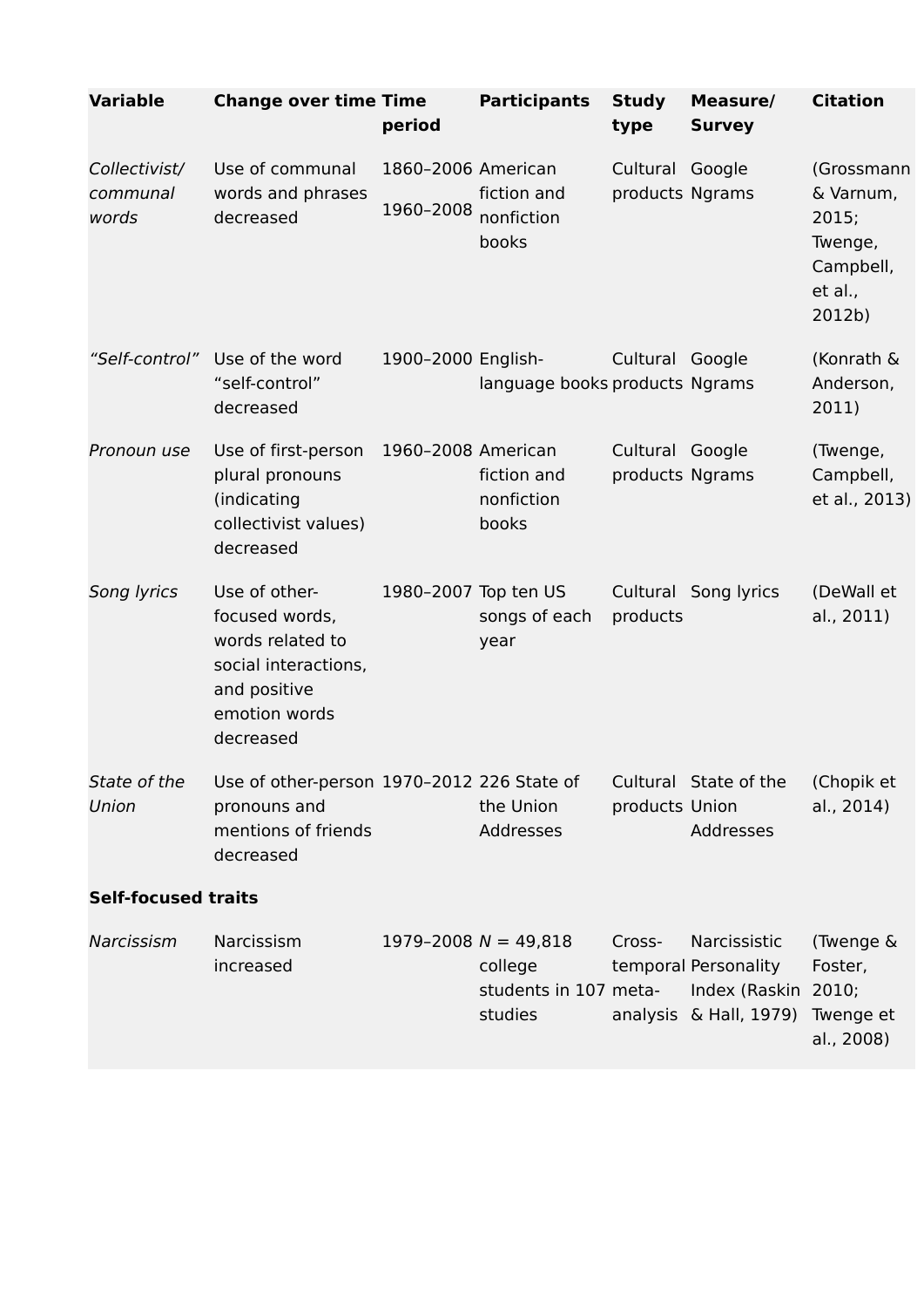| Variable | Change over time | Time period | Participants | Study type | Measure/ Survey | Citation |
| --- | --- | --- | --- | --- | --- | --- |
| *Collectivist/ communal words* | Use of communal words and phrases decreased | 1860–2006<br>1960–2008 | American fiction and nonfiction books | Cultural products | Google Ngrams | (Grossmann & Varnum, 2015; Twenge, Campbell, et al., 2012b) |
| *"Self-control"* | Use of the word "self-control" decreased | 1900–2000 | English-language books | Cultural products | Google Ngrams | (Konrath & Anderson, 2011) |
| *Pronoun use* | Use of first-person plural pronouns (indicating collectivist values) decreased | 1960–2008 | American fiction and nonfiction books | Cultural products | Google Ngrams | (Twenge, Campbell, et al., 2013) |
| *Song lyrics* | Use of other-focused words, words related to social interactions, and positive emotion words decreased | 1980–2007 | Top ten US songs of each year | Cultural products | Song lyrics | (DeWall et al., 2011) |
| *State of the Union* | Use of other-person pronouns and mentions of friends decreased | 1970–2012 | 226 State of the Union Addresses | Cultural products | State of the Union Addresses | (Chopik et al., 2014) |
| **Self-focused traits** | | | | | | |
| *Narcissism* | Narcissism increased | 1979–2008 | *N* = 49,818 college students in 107 studies | Cross-temporal meta-analysis | Narcissistic Personality Index (Raskin & Hall, 1979) | (Twenge & Foster, 2010; Twenge et al., 2008) |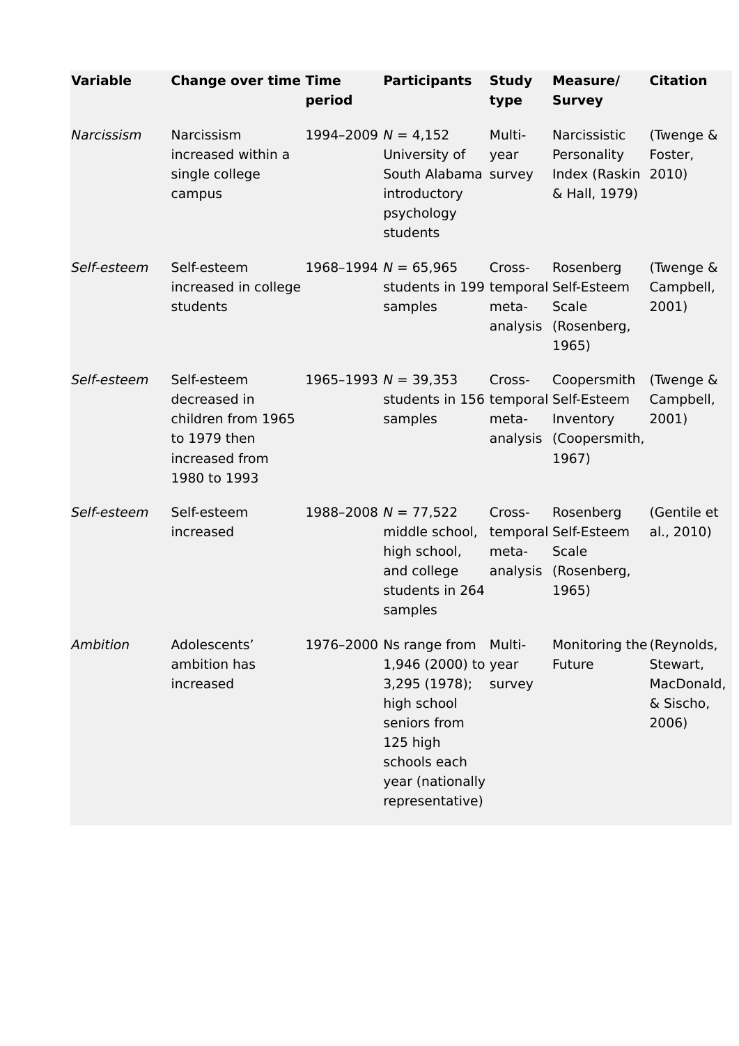| Variable | Change over time | Time period | Participants | Study type | Measure/ Survey | Citation |
|---|---|---|---|---|---|---|
| *Narcissism* | Narcissism increased within a single college campus | 1994–2009 | *N* = 4,152 University of South Alabama introductory psychology students | Multi-year survey | Narcissistic Personality Index (Raskin & Hall, 1979) | (Twenge & Foster, 2010) |
| *Self-esteem* | Self-esteem increased in college students | 1968–1994 | *N* = 65,965 students in 199 samples | Cross-temporal meta-analysis | Rosenberg Self-Esteem Scale (Rosenberg, 1965) | (Twenge & Campbell, 2001) |
| *Self-esteem* | Self-esteem decreased in children from 1965 to 1979 then increased from 1980 to 1993 | 1965–1993 | *N* = 39,353 students in 156 samples | Cross-temporal meta-analysis | Coopersmith Self-Esteem Inventory (Coopersmith, 1967) | (Twenge & Campbell, 2001) |
| *Self-esteem* | Self-esteem increased | 1988–2008 | *N* = 77,522 middle school, high school, and college students in 264 samples | Cross-temporal meta-analysis | Rosenberg Self-Esteem Scale (Rosenberg, 1965) | (Gentile et al., 2010) |
| *Ambition* | Adolescents' ambition has increased | 1976–2000 | Ns range from 1,946 (2000) to 3,295 (1978); high school seniors from 125 high schools each year (nationally representative) | Multi-year survey | Monitoring the Future | (Reynolds, Stewart, MacDonald, & Sischo, 2006) |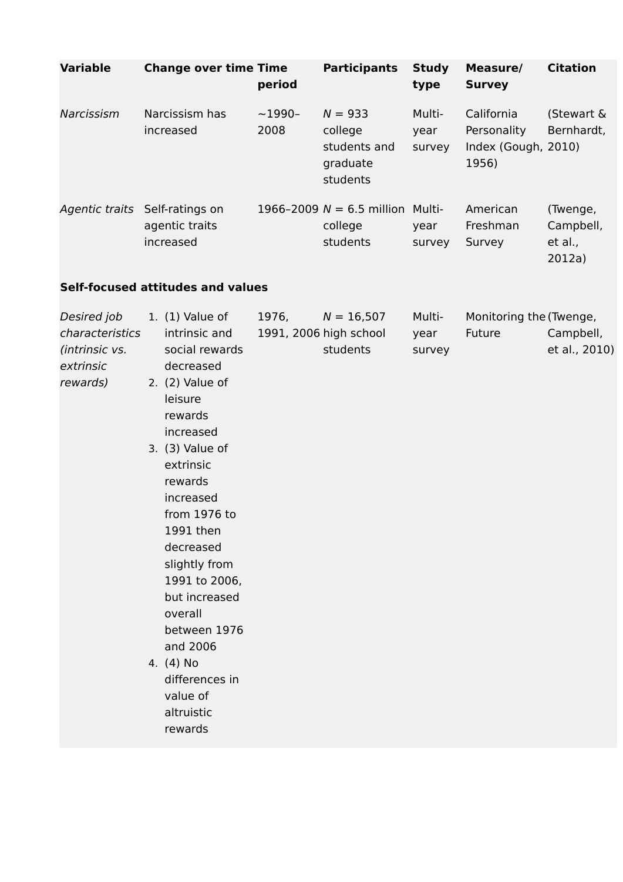| Variable | Change over time | Time period | Participants | Study type | Measure/ Survey | Citation |
|---|---|---|---|---|---|---|
| *Narcissism* | Narcissism has increased | ~1990–2008 | *N* = 933 college students and graduate students | Multi-year survey | California Personality Index (Gough, 1956) | (Stewart & Bernhardt, 2010) |
| *Agentic traits* | Self-ratings on agentic traits increased | 1966–2009 | *N* = 6.5 million college students | Multi-year survey | American Freshman Survey | (Twenge, Campbell, et al., 2012a) |
| **Self-focused attitudes and values** | | | | | | |
| *Desired job characteristics (intrinsic vs. extrinsic rewards)* | 1. (1) Value of intrinsic and social rewards decreased 2. (2) Value of leisure rewards increased 3. (3) Value of extrinsic rewards increased from 1976 to 1991 then decreased slightly from 1991 to 2006, but increased overall between 1976 and 2006 4. (4) No differences in value of altruistic rewards | 1976, 1991, 2006 | *N* = 16,507 high school students | Multi-year survey | Monitoring the Future | (Twenge, Campbell, et al., 2010) |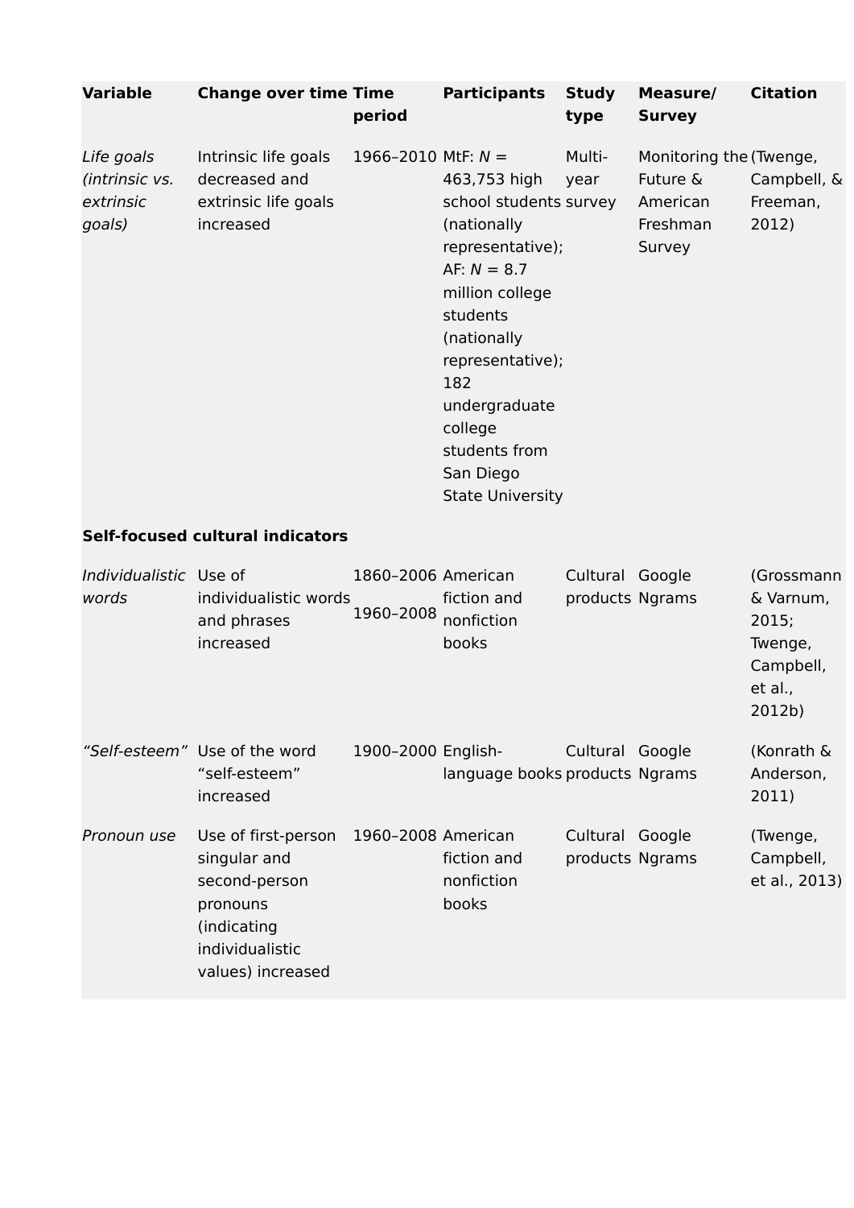| Variable | Change over time | Time period | Participants | Study type | Measure/ Survey | Citation |
|---|---|---|---|---|---|---|
| *Life goals (intrinsic vs. extrinsic goals)* | Intrinsic life goals decreased and extrinsic life goals increased | 1966–2010 | MtF: *N* = 463,753 high school students (nationally representative); AF: *N* = 8.7 million college students (nationally representative); 182 undergraduate college students from San Diego State University | Multi-year survey | Monitoring the Future & American Freshman Survey | (Twenge, Campbell, & Freeman, 2012) |
| **Self-focused cultural indicators** | | | | | | |
| *Individualistic words* | Use of individualistic words and phrases increased | 1860–2006<br>1960–2008 | American fiction and nonfiction books | Cultural products | Google Ngrams | (Grossmann & Varnum, 2015; Twenge, Campbell, et al., 2012b) |
| *"Self-esteem"* | Use of the word "self-esteem" increased | 1900–2000 | English-language books | Cultural products | Google Ngrams | (Konrath & Anderson, 2011) |
| *Pronoun use* | Use of first-person singular and second-person pronouns (indicating individualistic values) increased | 1960–2008 | American fiction and nonfiction books | Cultural products | Google Ngrams | (Twenge, Campbell, et al., 2013) |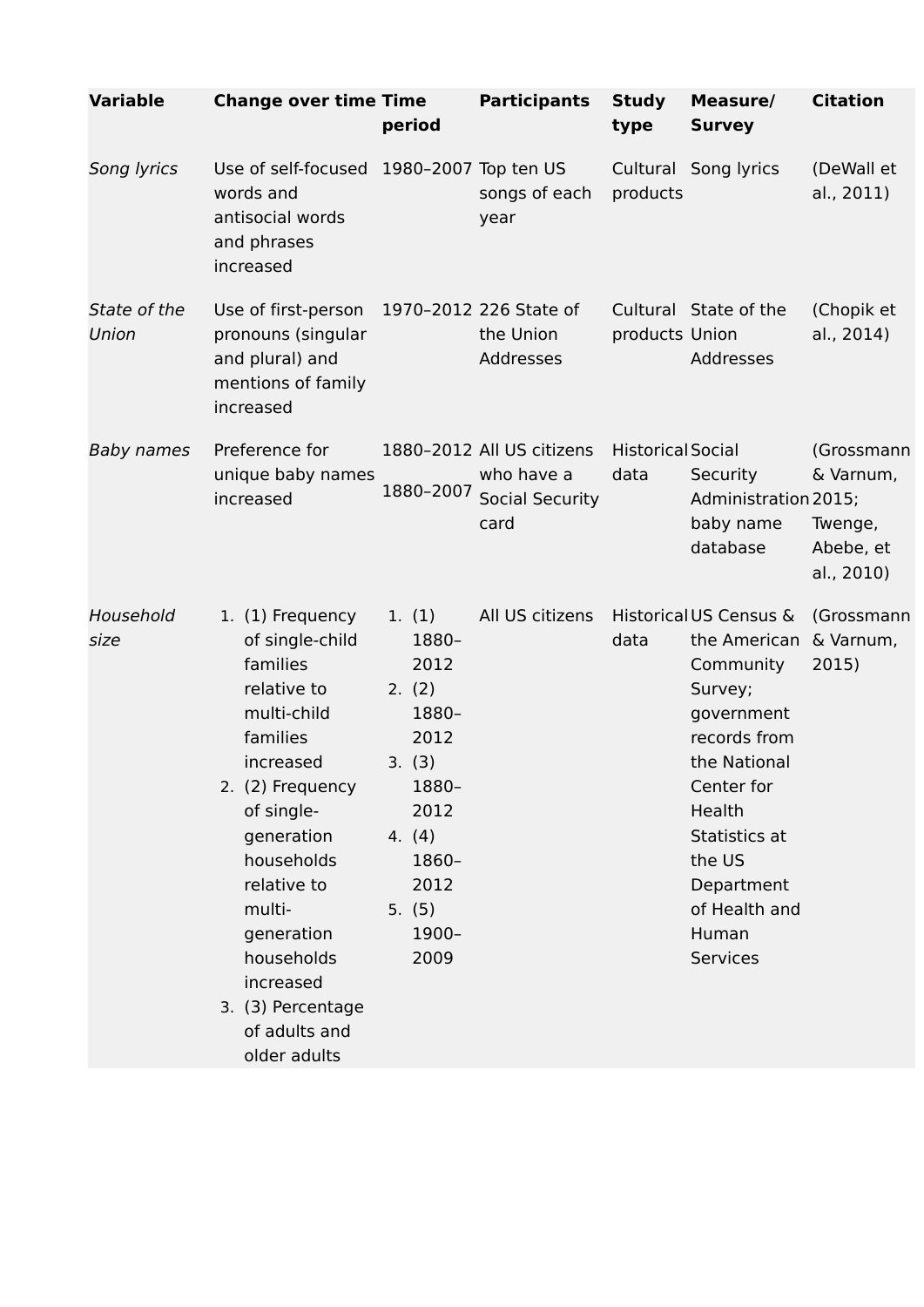| Variable | Change over time | Time period | Participants | Study type | Measure/ Survey | Citation |
| --- | --- | --- | --- | --- | --- | --- |
| *Song lyrics* | Use of self-focused words and antisocial words and phrases increased | 1980–2007 | Top ten US songs of each year | Cultural products | Song lyrics | (DeWall et al., 2011) |
| *State of the Union* | Use of first-person pronouns (singular and plural) and mentions of family increased | 1970–2012 | 226 State of the Union Addresses | Cultural products | State of the Union Addresses | (Chopik et al., 2014) |
| *Baby names* | Preference for unique baby names increased | 1880–2012<br>1880–2007 | All US citizens who have a Social Security card | Historical data | Social Security Administration baby name database | (Grossmann & Varnum, 2015; Twenge, Abebe, et al., 2010) |
| *Household size* | 1. (1) Frequency of single-child families relative to multi-child families increased<br>2. (2) Frequency of single-generation households relative to multi-generation households increased<br>3. (3) Percentage of adults and older adults | 1. (1) 1880–2012<br>2. (2) 1880–2012<br>3. (3) 1880–2012<br>4. (4) 1860–2012<br>5. (5) 1900–2009 | All US citizens | Historical data | US Census & the American Community Survey; government records from the National Center for Health Statistics at the US Department of Health and Human Services | (Grossmann & Varnum, 2015) |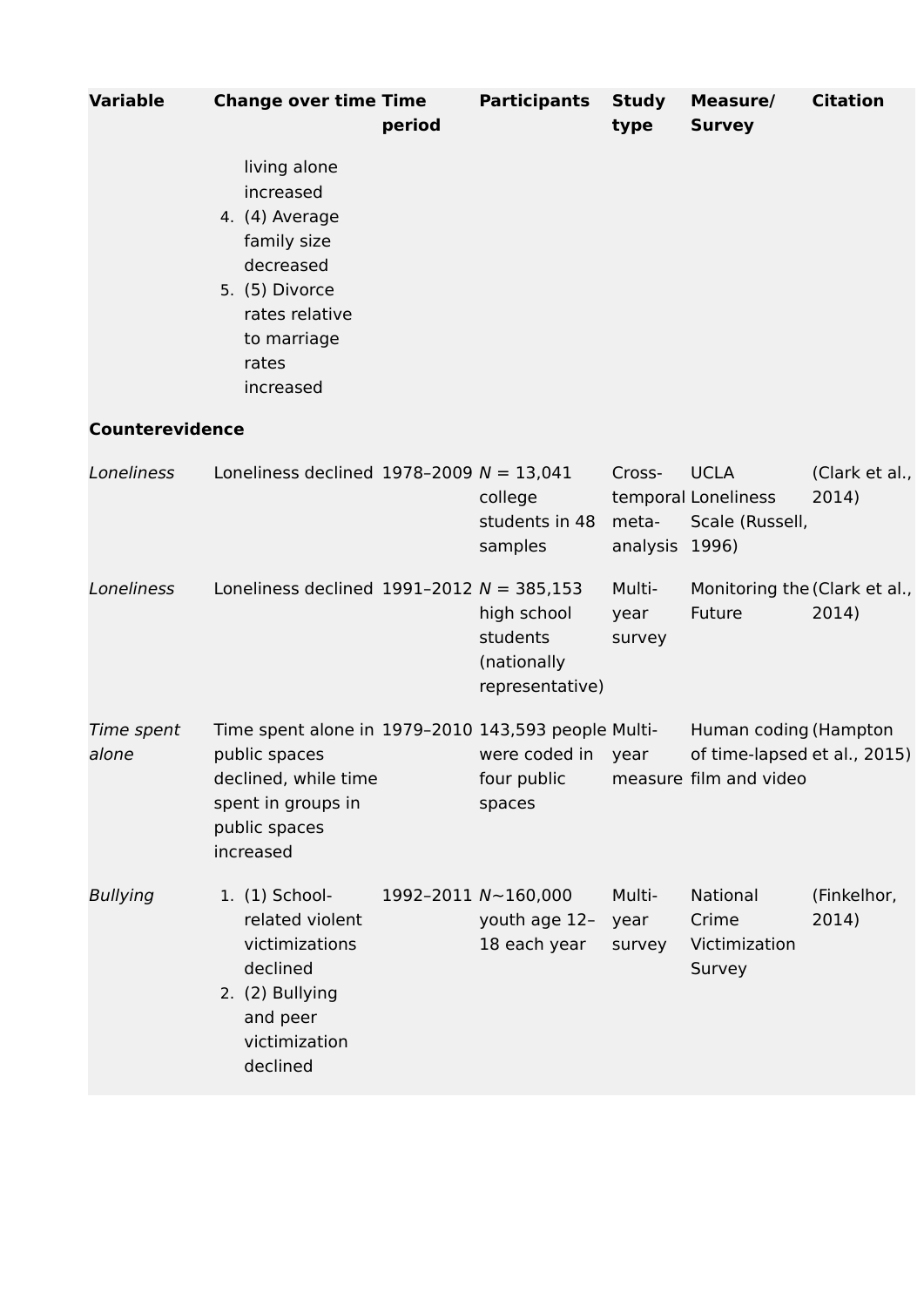| Variable | Change over time | Time period | Participants | Study type | Measure/ Survey | Citation |
|---|---|---|---|---|---|---|
| | living alone increased<br>4. (4) Average family size decreased<br>5. (5) Divorce rates relative to marriage rates increased | | | | | |
| **Counterevidence** | | | | | | |
| *Loneliness* | Loneliness declined | 1978–2009 | *N* = 13,041 college students in 48 samples | Cross-temporal meta-analysis | UCLA Loneliness Scale (Russell, 1996) | (Clark et al., 2014) |
| *Loneliness* | Loneliness declined | 1991–2012 | *N* = 385,153 high school students (nationally representative) | Multi-year survey | Monitoring the Future | (Clark et al., 2014) |
| *Time spent alone* | Time spent alone in public spaces declined, while time spent in groups in public spaces increased | 1979–2010 | 143,593 people were coded in four public spaces | Multi-year measure | Human coding of time-lapsed film and video | (Hampton et al., 2015) |
| *Bullying* | 1. (1) School-related violent victimizations declined<br>2. (2) Bullying and peer victimization declined | 1992–2011 | *N*~160,000 youth age 12–18 each year | Multi-year survey | National Crime Victimization Survey | (Finkelhor, 2014) |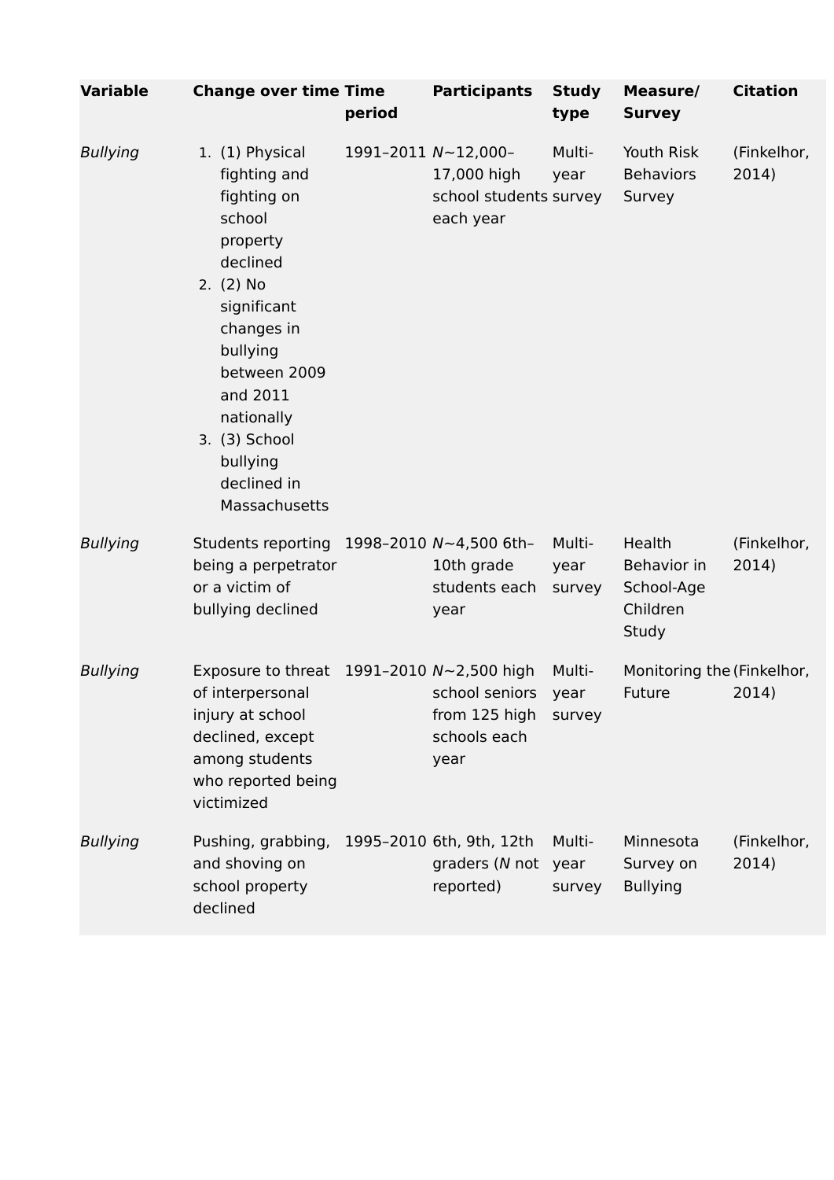| Variable | Change over time | Time period | Participants | Study type | Measure/ Survey | Citation |
|---|---|---|---|---|---|---|
| *Bullying* | 1. (1) Physical fighting and fighting on school property declined 2. (2) No significant changes in bullying between 2009 and 2011 nationally 3. (3) School bullying declined in Massachusetts | 1991–2011 | *N*~12,000–17,000 high school students each year | Multi-year survey | Youth Risk Behaviors Survey | (Finkelhor, 2014) |
| *Bullying* | Students reporting being a perpetrator or a victim of bullying declined | 1998–2010 | *N*~4,500 6th–10th grade students each year | Multi-year survey | Health Behavior in School-Age Children Study | (Finkelhor, 2014) |
| *Bullying* | Exposure to threat of interpersonal injury at school declined, except among students who reported being victimized | 1991–2010 | *N*~2,500 high school seniors from 125 high schools each year | Multi-year survey | Monitoring the Future | (Finkelhor, 2014) |
| *Bullying* | Pushing, grabbing, and shoving on school property declined | 1995–2010 | 6th, 9th, 12th graders (*N* not reported) | Multi-year survey | Minnesota Survey on Bullying | (Finkelhor, 2014) |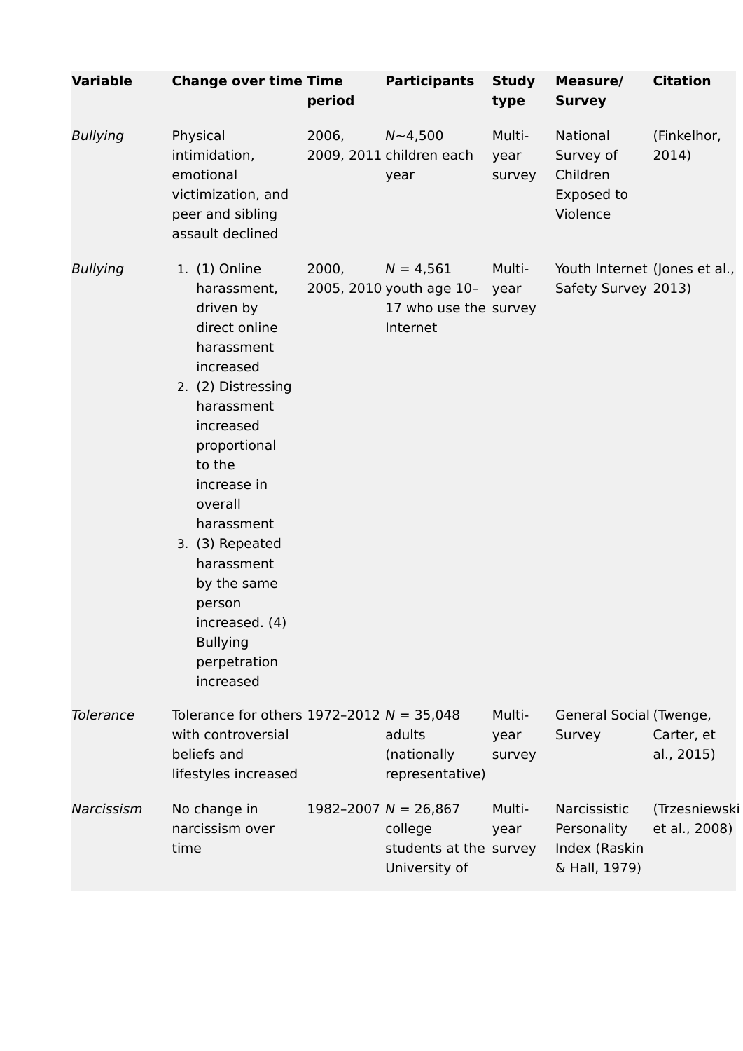| Variable | Change over time | Time period | Participants | Study type | Measure/ Survey | Citation |
|---|---|---|---|---|---|---|
| *Bullying* | Physical intimidation, emotional victimization, and peer and sibling assault declined | 2006, 2009, 2011 | *N*~4,500 children each year | Multi-year survey | National Survey of Children Exposed to Violence | (Finkelhor, 2014) |
| *Bullying* | 1. (1) Online harassment, driven by direct online harassment increased 2. (2) Distressing harassment increased proportional to the increase in overall harassment 3. (3) Repeated harassment by the same person increased. (4) Bullying perpetration increased | 2000, 2005, 2010 | *N* = 4,561 youth age 10–17 who use the Internet | Multi-year survey | Youth Internet Safety Survey | (Jones et al., 2013) |
| *Tolerance* | Tolerance for others with controversial beliefs and lifestyles increased | 1972–2012 | *N* = 35,048 adults (nationally representative) | Multi-year survey | General Social Survey | (Twenge, Carter, et al., 2015) |
| *Narcissism* | No change in narcissism over time | 1982–2007 | *N* = 26,867 college students at the University of | Multi-year survey | Narcissistic Personality Index (Raskin & Hall, 1979) | (Trzesniewski et al., 2008) |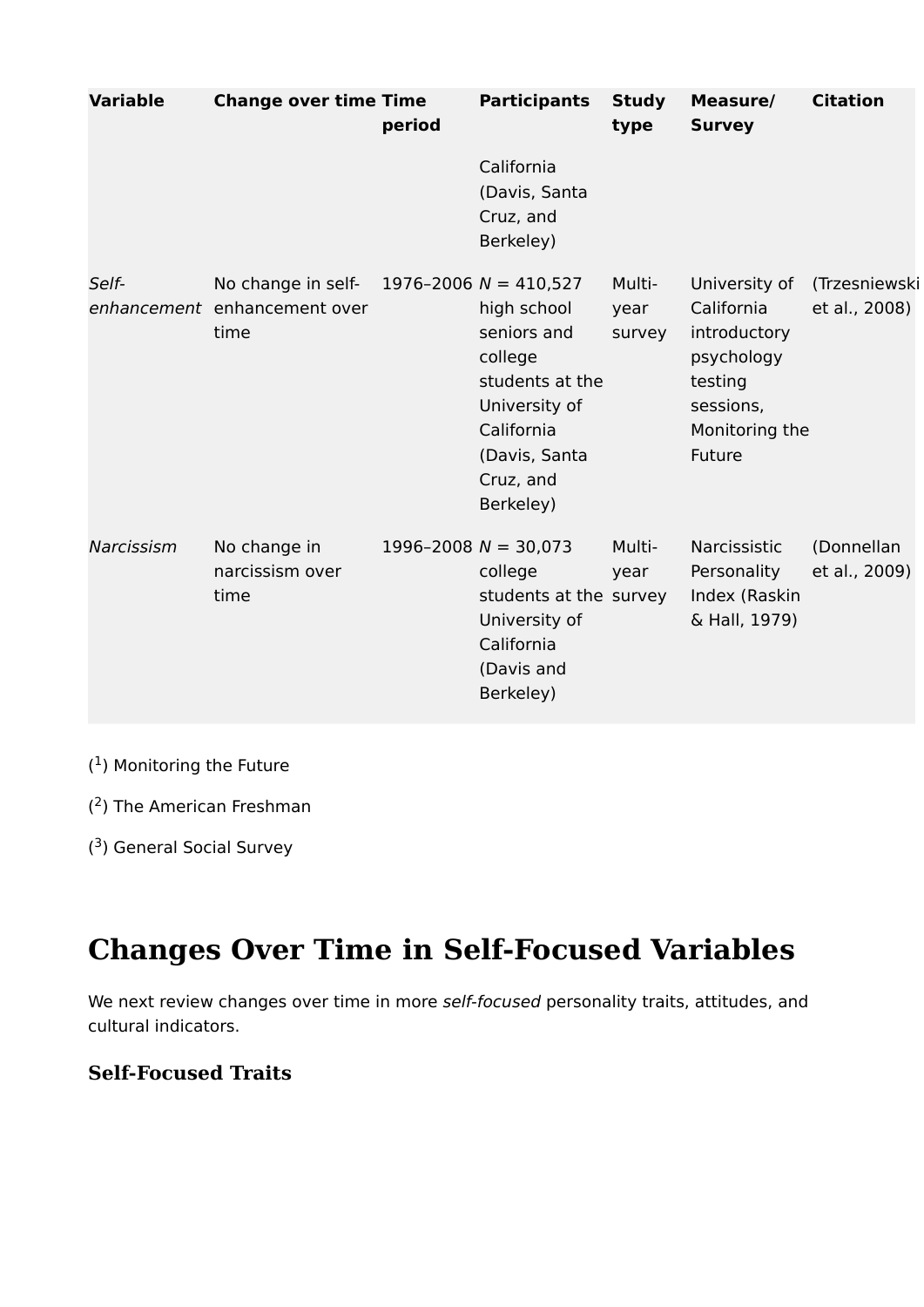| Variable | Change over time | Time period | Participants | Study type | Measure/ Survey | Citation |
|---|---|---|---|---|---|---|
| | | | California (Davis, Santa Cruz, and Berkeley) | | | |
| *Self-enhancement* | No change in self-enhancement over time | 1976–2006 | *N* = 410,527 high school seniors and college students at the University of California (Davis, Santa Cruz, and Berkeley) | Multi-year survey | University of California introductory psychology testing sessions, Monitoring the Future | (Trzesniewski et al., 2008) |
| *Narcissism* | No change in narcissism over time | 1996–2008 | *N* = 30,073 college students at the University of California (Davis and Berkeley) | Multi-year survey | Narcissistic Personality Index (Raskin & Hall, 1979) | (Donnellan et al., 2009) |

([1]) Monitoring the Future

([2]) The American Freshman

([3]) General Social Survey

## Changes Over Time in Self-Focused Variables

We next review changes over time in more *self-focused* personality traits, attitudes, and cultural indicators.

### Self-Focused Traits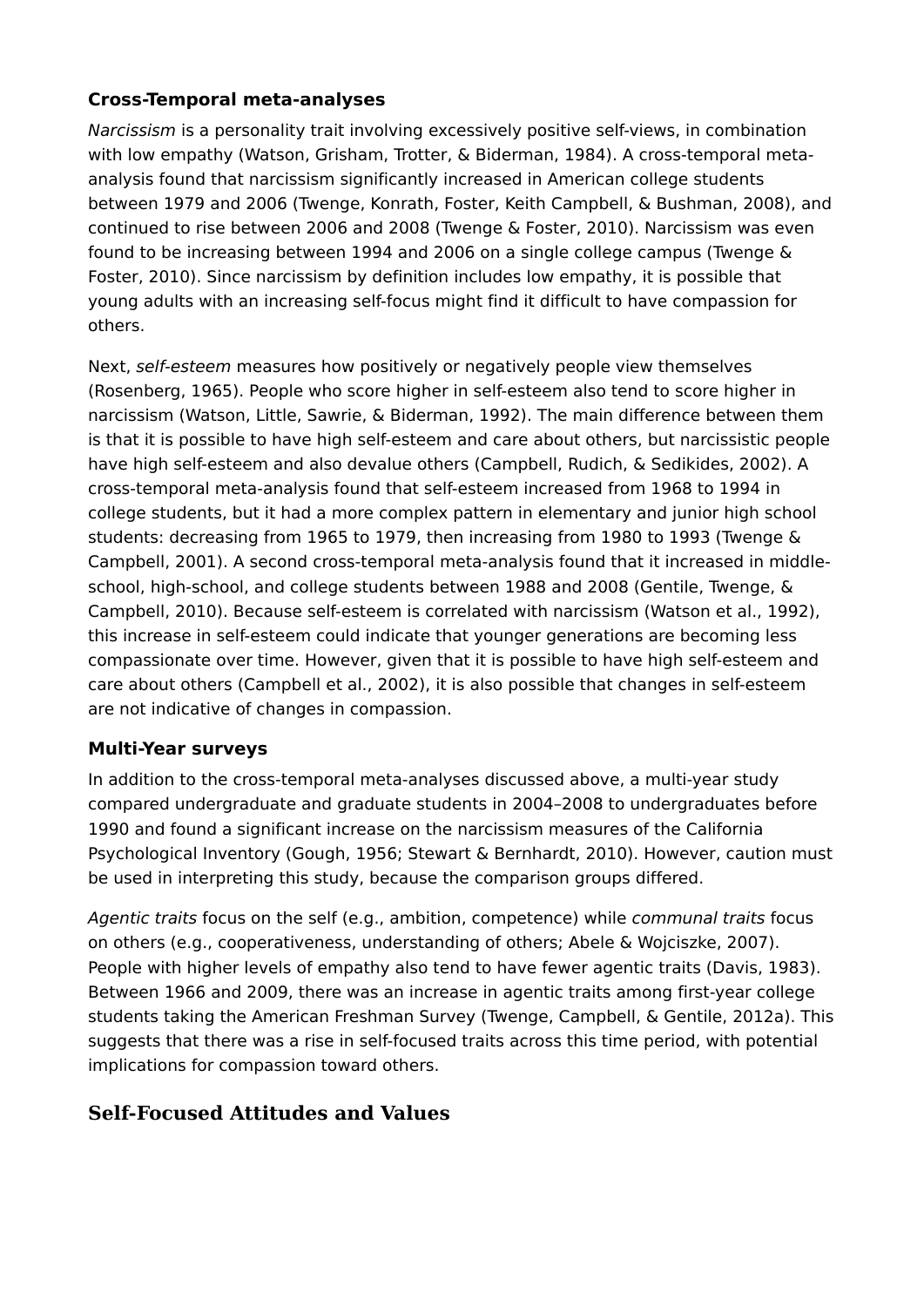### Cross-Temporal meta-analyses

*Narcissism* is a personality trait involving excessively positive self-views, in combination with low empathy (Watson, Grisham, Trotter, & Biderman, 1984). A cross-temporal meta-analysis found that narcissism significantly increased in American college students between 1979 and 2006 (Twenge, Konrath, Foster, Keith Campbell, & Bushman, 2008), and continued to rise between 2006 and 2008 (Twenge & Foster, 2010). Narcissism was even found to be increasing between 1994 and 2006 on a single college campus (Twenge & Foster, 2010). Since narcissism by definition includes low empathy, it is possible that young adults with an increasing self-focus might find it difficult to have compassion for others.

Next, *self-esteem* measures how positively or negatively people view themselves (Rosenberg, 1965). People who score higher in self-esteem also tend to score higher in narcissism (Watson, Little, Sawrie, & Biderman, 1992). The main difference between them is that it is possible to have high self-esteem and care about others, but narcissistic people have high self-esteem and also devalue others (Campbell, Rudich, & Sedikides, 2002). A cross-temporal meta-analysis found that self-esteem increased from 1968 to 1994 in college students, but it had a more complex pattern in elementary and junior high school students: decreasing from 1965 to 1979, then increasing from 1980 to 1993 (Twenge & Campbell, 2001). A second cross-temporal meta-analysis found that it increased in middle-school, high-school, and college students between 1988 and 2008 (Gentile, Twenge, & Campbell, 2010). Because self-esteem is correlated with narcissism (Watson et al., 1992), this increase in self-esteem could indicate that younger generations are becoming less compassionate over time. However, given that it is possible to have high self-esteem and care about others (Campbell et al., 2002), it is also possible that changes in self-esteem are not indicative of changes in compassion.

### Multi-Year surveys

In addition to the cross-temporal meta-analyses discussed above, a multi-year study compared undergraduate and graduate students in 2004–2008 to undergraduates before 1990 and found a significant increase on the narcissism measures of the California Psychological Inventory (Gough, 1956; Stewart & Bernhardt, 2010). However, caution must be used in interpreting this study, because the comparison groups differed.

*Agentic traits* focus on the self (e.g., ambition, competence) while *communal traits* focus on others (e.g., cooperativeness, understanding of others; Abele & Wojciszke, 2007). People with higher levels of empathy also tend to have fewer agentic traits (Davis, 1983). Between 1966 and 2009, there was an increase in agentic traits among first-year college students taking the American Freshman Survey (Twenge, Campbell, & Gentile, 2012a). This suggests that there was a rise in self-focused traits across this time period, with potential implications for compassion toward others.

## Self-Focused Attitudes and Values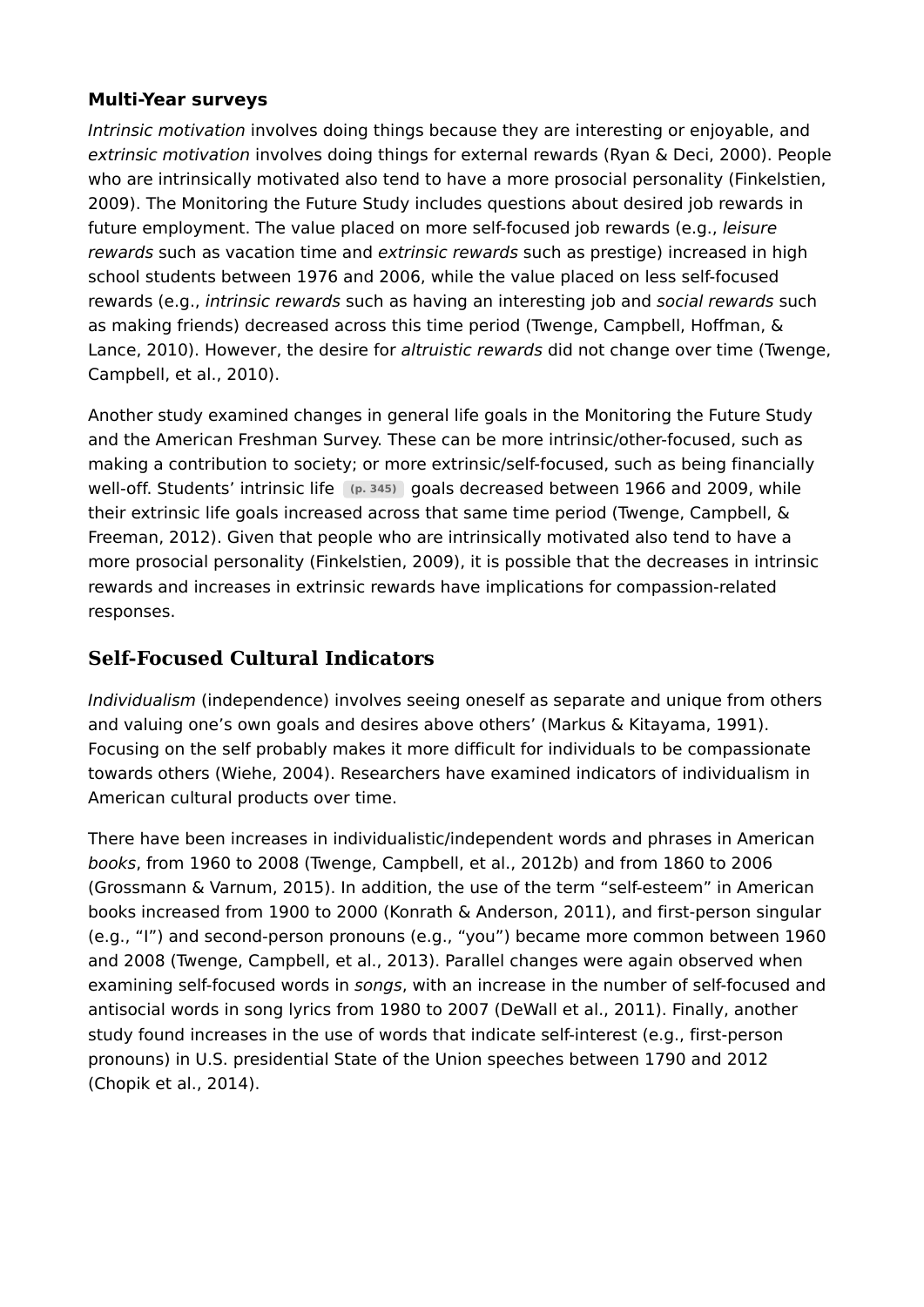### Multi-Year surveys

*Intrinsic motivation* involves doing things because they are interesting or enjoyable, and *extrinsic motivation* involves doing things for external rewards (Ryan & Deci, 2000). People who are intrinsically motivated also tend to have a more prosocial personality (Finkelstien, 2009). The Monitoring the Future Study includes questions about desired job rewards in future employment. The value placed on more self-focused job rewards (e.g., *leisure rewards* such as vacation time and *extrinsic rewards* such as prestige) increased in high school students between 1976 and 2006, while the value placed on less self-focused rewards (e.g., *intrinsic rewards* such as having an interesting job and *social rewards* such as making friends) decreased across this time period (Twenge, Campbell, Hoffman, & Lance, 2010). However, the desire for *altruistic rewards* did not change over time (Twenge, Campbell, et al., 2010).

Another study examined changes in general life goals in the Monitoring the Future Study and the American Freshman Survey. These can be more intrinsic/other-focused, such as making a contribution to society; or more extrinsic/self-focused, such as being financially well-off. Students' intrinsic life (p. 345) goals decreased between 1966 and 2009, while their extrinsic life goals increased across that same time period (Twenge, Campbell, & Freeman, 2012). Given that people who are intrinsically motivated also tend to have a more prosocial personality (Finkelstien, 2009), it is possible that the decreases in intrinsic rewards and increases in extrinsic rewards have implications for compassion-related responses.

## Self-Focused Cultural Indicators

*Individualism* (independence) involves seeing oneself as separate and unique from others and valuing one's own goals and desires above others' (Markus & Kitayama, 1991). Focusing on the self probably makes it more difficult for individuals to be compassionate towards others (Wiehe, 2004). Researchers have examined indicators of individualism in American cultural products over time.

There have been increases in individualistic/independent words and phrases in American *books*, from 1960 to 2008 (Twenge, Campbell, et al., 2012b) and from 1860 to 2006 (Grossmann & Varnum, 2015). In addition, the use of the term "self-esteem" in American books increased from 1900 to 2000 (Konrath & Anderson, 2011), and first-person singular (e.g., "I") and second-person pronouns (e.g., "you") became more common between 1960 and 2008 (Twenge, Campbell, et al., 2013). Parallel changes were again observed when examining self-focused words in *songs*, with an increase in the number of self-focused and antisocial words in song lyrics from 1980 to 2007 (DeWall et al., 2011). Finally, another study found increases in the use of words that indicate self-interest (e.g., first-person pronouns) in U.S. presidential State of the Union speeches between 1790 and 2012 (Chopik et al., 2014).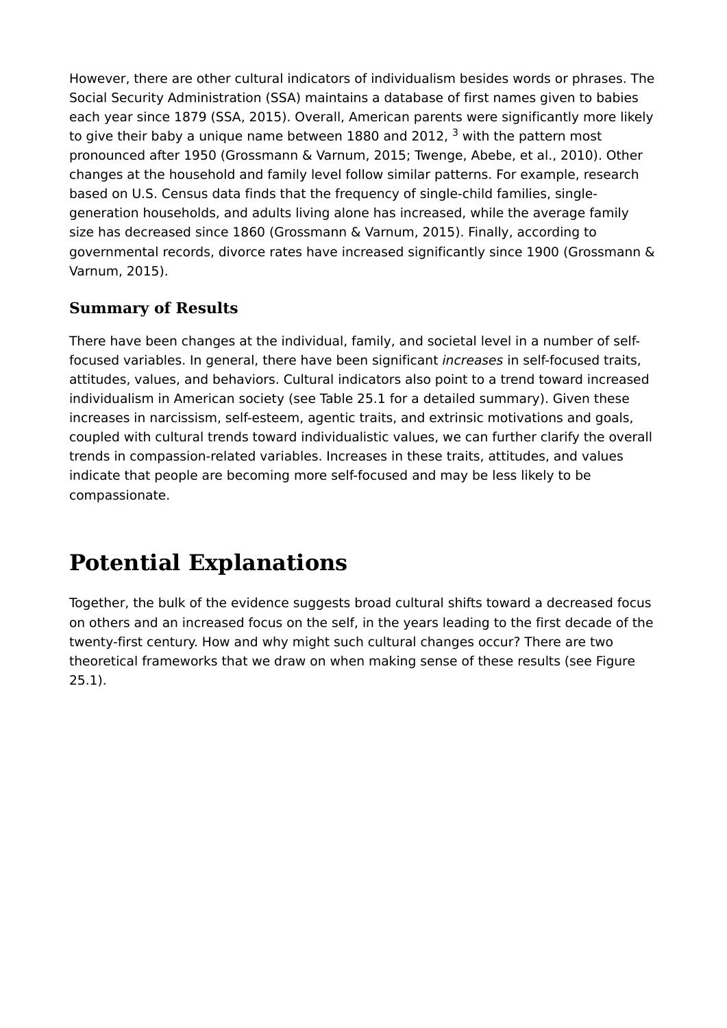However, there are other cultural indicators of individualism besides words or phrases. The Social Security Administration (SSA) maintains a database of first names given to babies each year since 1879 (SSA, 2015). Overall, American parents were significantly more likely to give their baby a unique name between 1880 and 2012, [3] with the pattern most pronounced after 1950 (Grossmann & Varnum, 2015; Twenge, Abebe, et al., 2010). Other changes at the household and family level follow similar patterns. For example, research based on U.S. Census data finds that the frequency of single-child families, single-generation households, and adults living alone has increased, while the average family size has decreased since 1860 (Grossmann & Varnum, 2015). Finally, according to governmental records, divorce rates have increased significantly since 1900 (Grossmann & Varnum, 2015).

### Summary of Results

There have been changes at the individual, family, and societal level in a number of self-focused variables. In general, there have been significant *increases* in self-focused traits, attitudes, values, and behaviors. Cultural indicators also point to a trend toward increased individualism in American society (see Table 25.1 for a detailed summary). Given these increases in narcissism, self-esteem, agentic traits, and extrinsic motivations and goals, coupled with cultural trends toward individualistic values, we can further clarify the overall trends in compassion-related variables. Increases in these traits, attitudes, and values indicate that people are becoming more self-focused and may be less likely to be compassionate.

## Potential Explanations

Together, the bulk of the evidence suggests broad cultural shifts toward a decreased focus on others and an increased focus on the self, in the years leading to the first decade of the twenty-first century. How and why might such cultural changes occur? There are two theoretical frameworks that we draw on when making sense of these results (see Figure 25.1).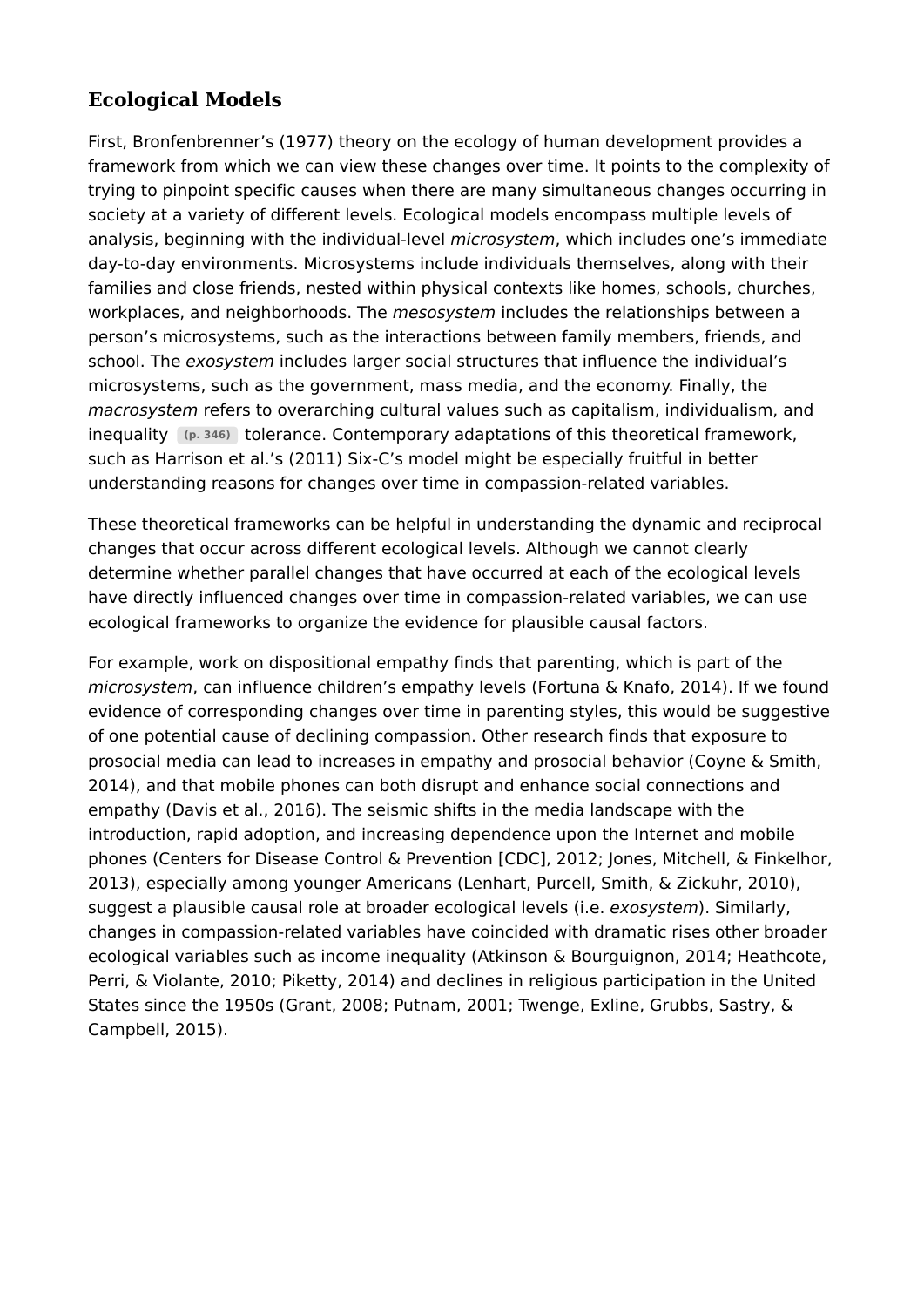## Ecological Models

First, Bronfenbrenner's (1977) theory on the ecology of human development provides a framework from which we can view these changes over time. It points to the complexity of trying to pinpoint specific causes when there are many simultaneous changes occurring in society at a variety of different levels. Ecological models encompass multiple levels of analysis, beginning with the individual-level *microsystem*, which includes one's immediate day-to-day environments. Microsystems include individuals themselves, along with their families and close friends, nested within physical contexts like homes, schools, churches, workplaces, and neighborhoods. The *mesosystem* includes the relationships between a person's microsystems, such as the interactions between family members, friends, and school. The *exosystem* includes larger social structures that influence the individual's microsystems, such as the government, mass media, and the economy. Finally, the *macrosystem* refers to overarching cultural values such as capitalism, individualism, and inequality (p. 346) tolerance. Contemporary adaptations of this theoretical framework, such as Harrison et al.'s (2011) Six-C's model might be especially fruitful in better understanding reasons for changes over time in compassion-related variables.

These theoretical frameworks can be helpful in understanding the dynamic and reciprocal changes that occur across different ecological levels. Although we cannot clearly determine whether parallel changes that have occurred at each of the ecological levels have directly influenced changes over time in compassion-related variables, we can use ecological frameworks to organize the evidence for plausible causal factors.

For example, work on dispositional empathy finds that parenting, which is part of the *microsystem*, can influence children's empathy levels (Fortuna & Knafo, 2014). If we found evidence of corresponding changes over time in parenting styles, this would be suggestive of one potential cause of declining compassion. Other research finds that exposure to prosocial media can lead to increases in empathy and prosocial behavior (Coyne & Smith, 2014), and that mobile phones can both disrupt and enhance social connections and empathy (Davis et al., 2016). The seismic shifts in the media landscape with the introduction, rapid adoption, and increasing dependence upon the Internet and mobile phones (Centers for Disease Control & Prevention [CDC], 2012; Jones, Mitchell, & Finkelhor, 2013), especially among younger Americans (Lenhart, Purcell, Smith, & Zickuhr, 2010), suggest a plausible causal role at broader ecological levels (i.e. *exosystem*). Similarly, changes in compassion-related variables have coincided with dramatic rises other broader ecological variables such as income inequality (Atkinson & Bourguignon, 2014; Heathcote, Perri, & Violante, 2010; Piketty, 2014) and declines in religious participation in the United States since the 1950s (Grant, 2008; Putnam, 2001; Twenge, Exline, Grubbs, Sastry, & Campbell, 2015).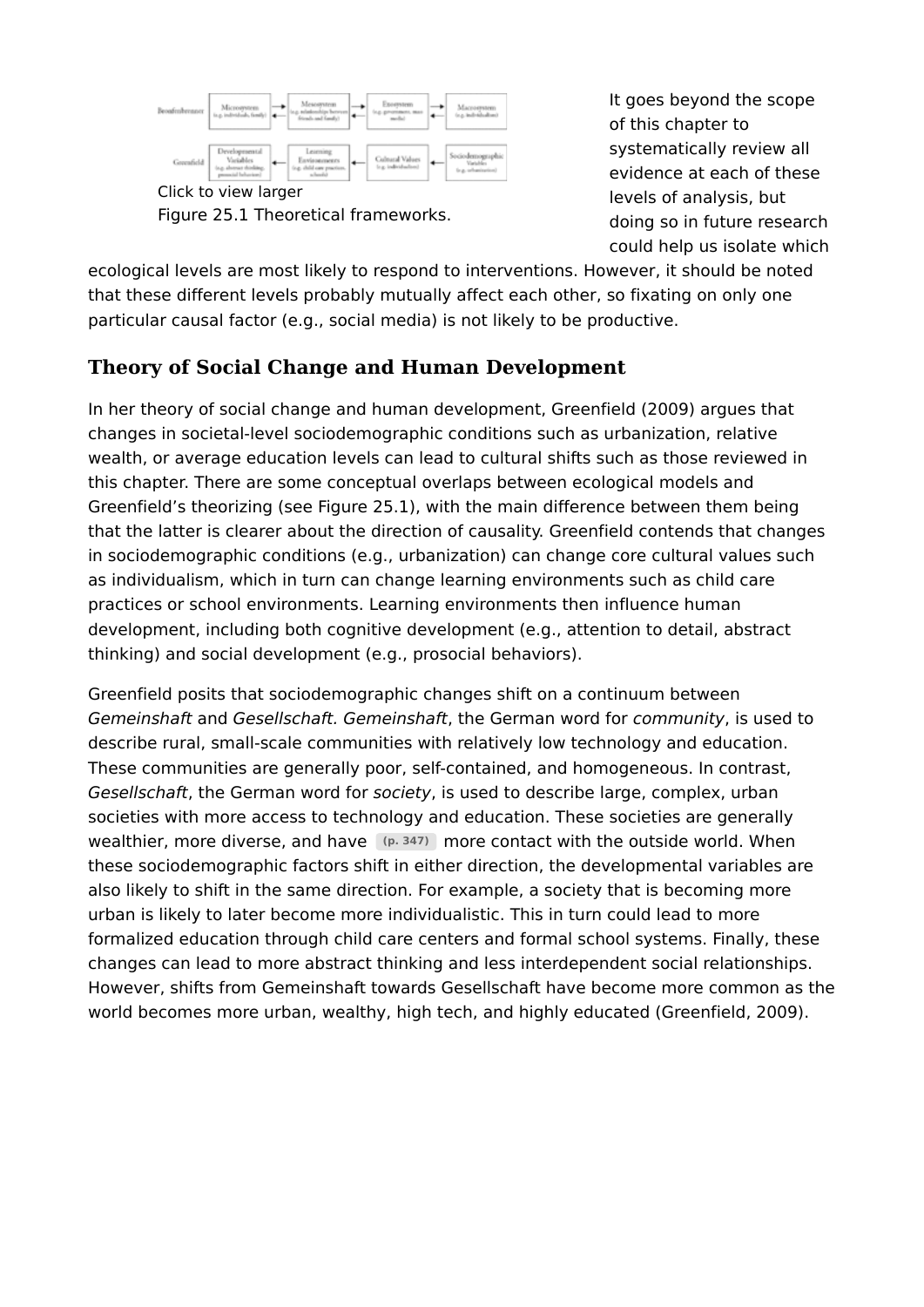Click to view larger

Figure 25.1 Theoretical frameworks.

It goes beyond the scope of this chapter to systematically review all evidence at each of these levels of analysis, but doing so in future research could help us isolate which ecological levels are most likely to respond to interventions. However, it should be noted that these different levels probably mutually affect each other, so fixating on only one particular causal factor (e.g., social media) is not likely to be productive.

## Theory of Social Change and Human Development

In her theory of social change and human development, Greenfield (2009) argues that changes in societal-level sociodemographic conditions such as urbanization, relative wealth, or average education levels can lead to cultural shifts such as those reviewed in this chapter. There are some conceptual overlaps between ecological models and Greenfield's theorizing (see Figure 25.1), with the main difference between them being that the latter is clearer about the direction of causality. Greenfield contends that changes in sociodemographic conditions (e.g., urbanization) can change core cultural values such as individualism, which in turn can change learning environments such as child care practices or school environments. Learning environments then influence human development, including both cognitive development (e.g., attention to detail, abstract thinking) and social development (e.g., prosocial behaviors).

Greenfield posits that sociodemographic changes shift on a continuum between *Gemeinshaft* and *Gesellschaft. Gemeinshaft*, the German word for *community*, is used to describe rural, small-scale communities with relatively low technology and education. These communities are generally poor, self-contained, and homogeneous. In contrast, *Gesellschaft*, the German word for *society*, is used to describe large, complex, urban societies with more access to technology and education. These societies are generally wealthier, more diverse, and have (p. 347) more contact with the outside world. When these sociodemographic factors shift in either direction, the developmental variables are also likely to shift in the same direction. For example, a society that is becoming more urban is likely to later become more individualistic. This in turn could lead to more formalized education through child care centers and formal school systems. Finally, these changes can lead to more abstract thinking and less interdependent social relationships. However, shifts from Gemeinshaft towards Gesellschaft have become more common as the world becomes more urban, wealthy, high tech, and highly educated (Greenfield, 2009).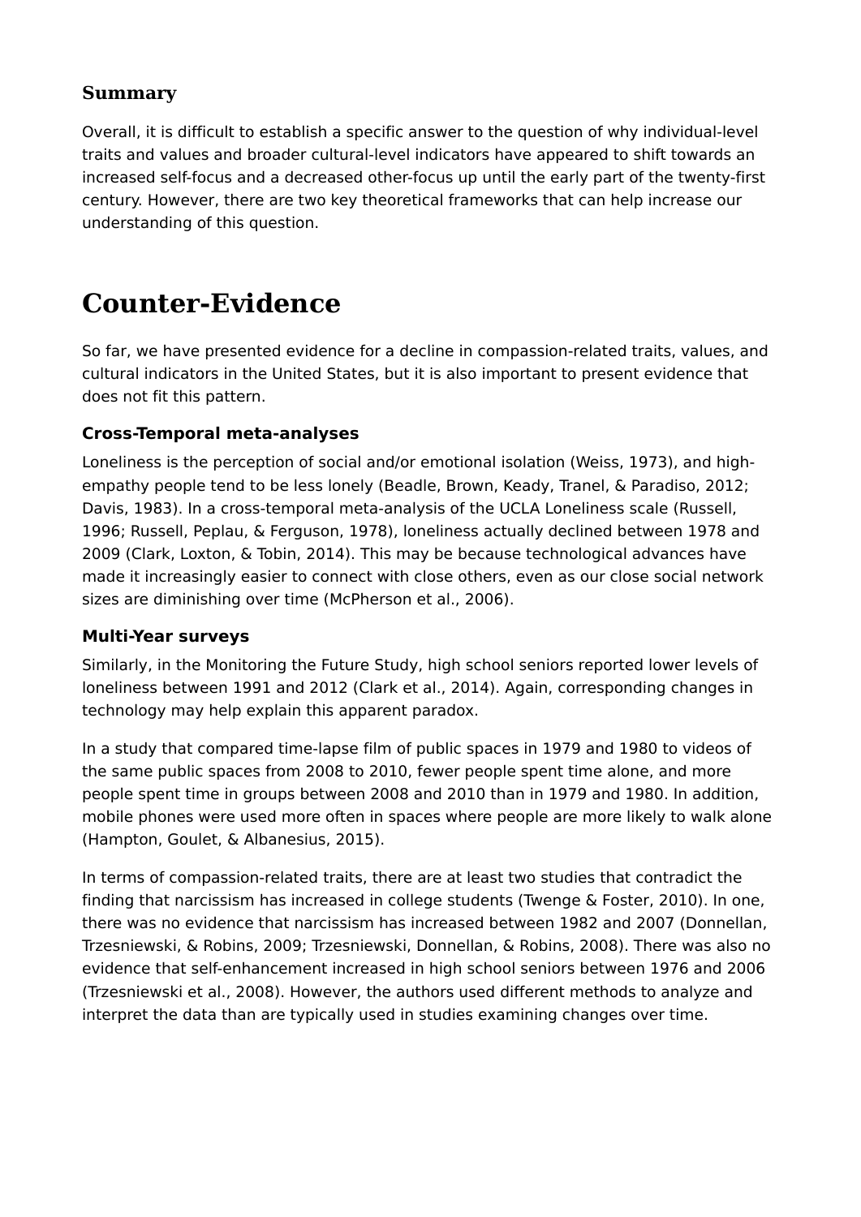### Summary

Overall, it is difficult to establish a specific answer to the question of why individual-level traits and values and broader cultural-level indicators have appeared to shift towards an increased self-focus and a decreased other-focus up until the early part of the twenty-first century. However, there are two key theoretical frameworks that can help increase our understanding of this question.

# Counter-Evidence

So far, we have presented evidence for a decline in compassion-related traits, values, and cultural indicators in the United States, but it is also important to present evidence that does not fit this pattern.

#### Cross-Temporal meta-analyses

Loneliness is the perception of social and/or emotional isolation (Weiss, 1973), and high-empathy people tend to be less lonely (Beadle, Brown, Keady, Tranel, & Paradiso, 2012; Davis, 1983). In a cross-temporal meta-analysis of the UCLA Loneliness scale (Russell, 1996; Russell, Peplau, & Ferguson, 1978), loneliness actually declined between 1978 and 2009 (Clark, Loxton, & Tobin, 2014). This may be because technological advances have made it increasingly easier to connect with close others, even as our close social network sizes are diminishing over time (McPherson et al., 2006).

#### Multi-Year surveys

Similarly, in the Monitoring the Future Study, high school seniors reported lower levels of loneliness between 1991 and 2012 (Clark et al., 2014). Again, corresponding changes in technology may help explain this apparent paradox.

In a study that compared time-lapse film of public spaces in 1979 and 1980 to videos of the same public spaces from 2008 to 2010, fewer people spent time alone, and more people spent time in groups between 2008 and 2010 than in 1979 and 1980. In addition, mobile phones were used more often in spaces where people are more likely to walk alone (Hampton, Goulet, & Albanesius, 2015).

In terms of compassion-related traits, there are at least two studies that contradict the finding that narcissism has increased in college students (Twenge & Foster, 2010). In one, there was no evidence that narcissism has increased between 1982 and 2007 (Donnellan, Trzesniewski, & Robins, 2009; Trzesniewski, Donnellan, & Robins, 2008). There was also no evidence that self-enhancement increased in high school seniors between 1976 and 2006 (Trzesniewski et al., 2008). However, the authors used different methods to analyze and interpret the data than are typically used in studies examining changes over time.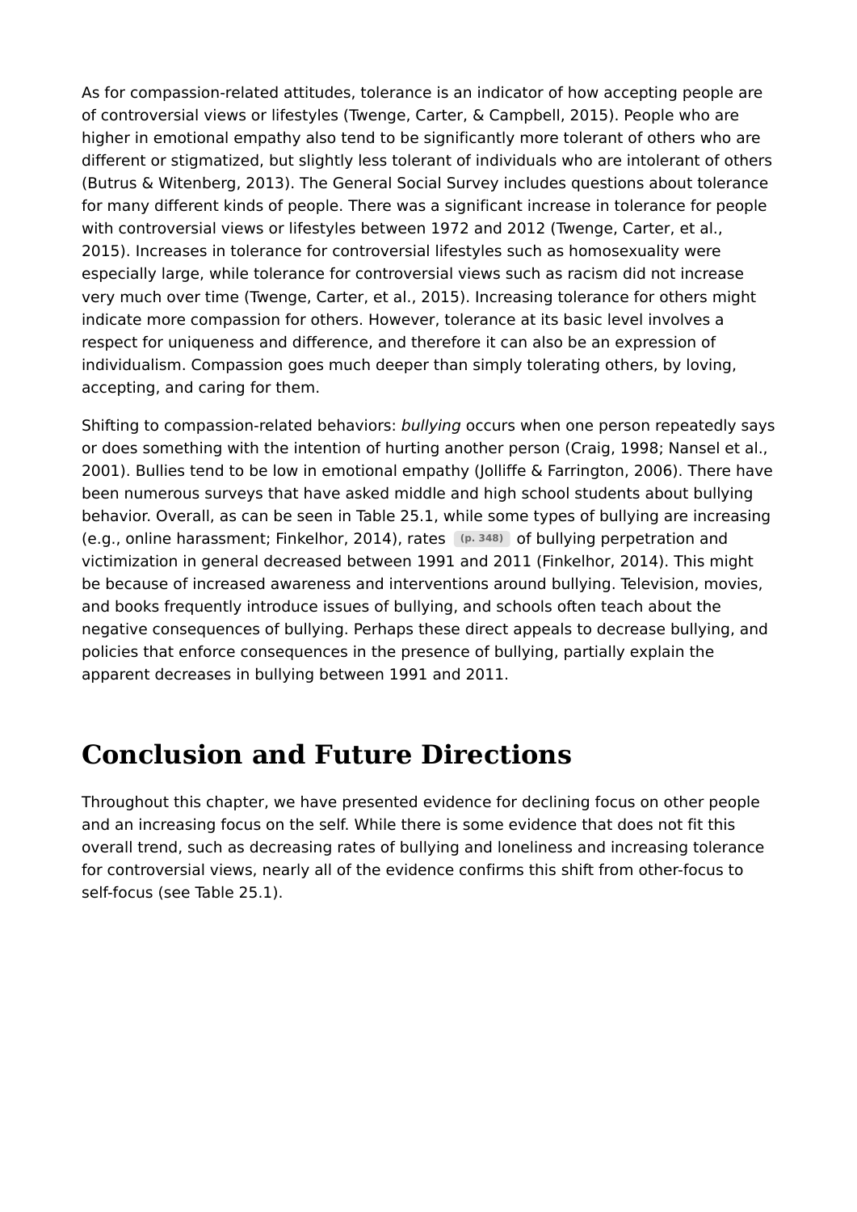As for compassion-related attitudes, tolerance is an indicator of how accepting people are of controversial views or lifestyles (Twenge, Carter, & Campbell, 2015). People who are higher in emotional empathy also tend to be significantly more tolerant of others who are different or stigmatized, but slightly less tolerant of individuals who are intolerant of others (Butrus & Witenberg, 2013). The General Social Survey includes questions about tolerance for many different kinds of people. There was a significant increase in tolerance for people with controversial views or lifestyles between 1972 and 2012 (Twenge, Carter, et al., 2015). Increases in tolerance for controversial lifestyles such as homosexuality were especially large, while tolerance for controversial views such as racism did not increase very much over time (Twenge, Carter, et al., 2015). Increasing tolerance for others might indicate more compassion for others. However, tolerance at its basic level involves a respect for uniqueness and difference, and therefore it can also be an expression of individualism. Compassion goes much deeper than simply tolerating others, by loving, accepting, and caring for them.

Shifting to compassion-related behaviors: *bullying* occurs when one person repeatedly says or does something with the intention of hurting another person (Craig, 1998; Nansel et al., 2001). Bullies tend to be low in emotional empathy (Jolliffe & Farrington, 2006). There have been numerous surveys that have asked middle and high school students about bullying behavior. Overall, as can be seen in Table 25.1, while some types of bullying are increasing (e.g., online harassment; Finkelhor, 2014), rates (p. 348) of bullying perpetration and victimization in general decreased between 1991 and 2011 (Finkelhor, 2014). This might be because of increased awareness and interventions around bullying. Television, movies, and books frequently introduce issues of bullying, and schools often teach about the negative consequences of bullying. Perhaps these direct appeals to decrease bullying, and policies that enforce consequences in the presence of bullying, partially explain the apparent decreases in bullying between 1991 and 2011.

## Conclusion and Future Directions

Throughout this chapter, we have presented evidence for declining focus on other people and an increasing focus on the self. While there is some evidence that does not fit this overall trend, such as decreasing rates of bullying and loneliness and increasing tolerance for controversial views, nearly all of the evidence confirms this shift from other-focus to self-focus (see Table 25.1).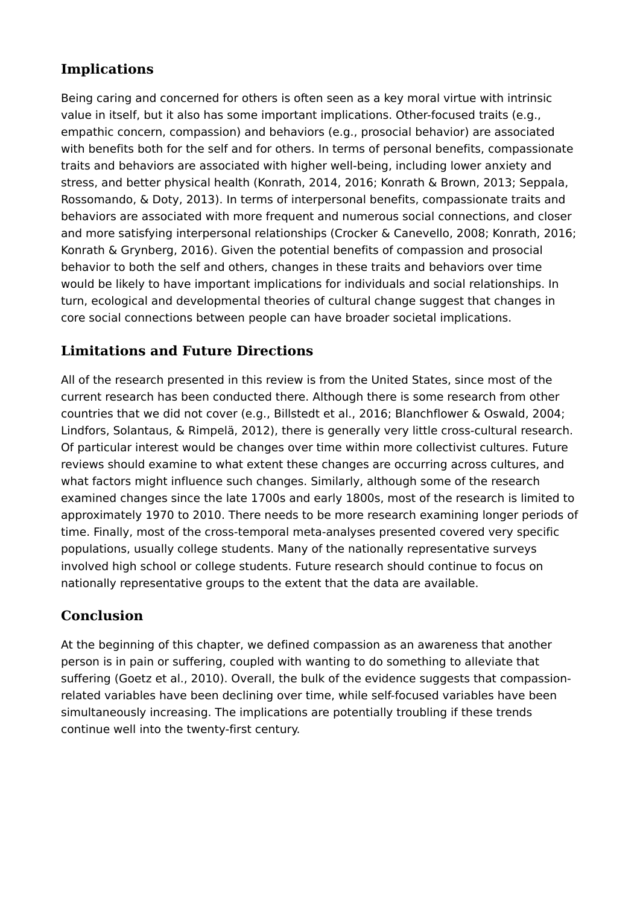## Implications

Being caring and concerned for others is often seen as a key moral virtue with intrinsic value in itself, but it also has some important implications. Other-focused traits (e.g., empathic concern, compassion) and behaviors (e.g., prosocial behavior) are associated with benefits both for the self and for others. In terms of personal benefits, compassionate traits and behaviors are associated with higher well-being, including lower anxiety and stress, and better physical health (Konrath, 2014, 2016; Konrath & Brown, 2013; Seppala, Rossomando, & Doty, 2013). In terms of interpersonal benefits, compassionate traits and behaviors are associated with more frequent and numerous social connections, and closer and more satisfying interpersonal relationships (Crocker & Canevello, 2008; Konrath, 2016; Konrath & Grynberg, 2016). Given the potential benefits of compassion and prosocial behavior to both the self and others, changes in these traits and behaviors over time would be likely to have important implications for individuals and social relationships. In turn, ecological and developmental theories of cultural change suggest that changes in core social connections between people can have broader societal implications.

## Limitations and Future Directions

All of the research presented in this review is from the United States, since most of the current research has been conducted there. Although there is some research from other countries that we did not cover (e.g., Billstedt et al., 2016; Blanchflower & Oswald, 2004; Lindfors, Solantaus, & Rimpelä, 2012), there is generally very little cross-cultural research. Of particular interest would be changes over time within more collectivist cultures. Future reviews should examine to what extent these changes are occurring across cultures, and what factors might influence such changes. Similarly, although some of the research examined changes since the late 1700s and early 1800s, most of the research is limited to approximately 1970 to 2010. There needs to be more research examining longer periods of time. Finally, most of the cross-temporal meta-analyses presented covered very specific populations, usually college students. Many of the nationally representative surveys involved high school or college students. Future research should continue to focus on nationally representative groups to the extent that the data are available.

## Conclusion

At the beginning of this chapter, we defined compassion as an awareness that another person is in pain or suffering, coupled with wanting to do something to alleviate that suffering (Goetz et al., 2010). Overall, the bulk of the evidence suggests that compassion-related variables have been declining over time, while self-focused variables have been simultaneously increasing. The implications are potentially troubling if these trends continue well into the twenty-first century.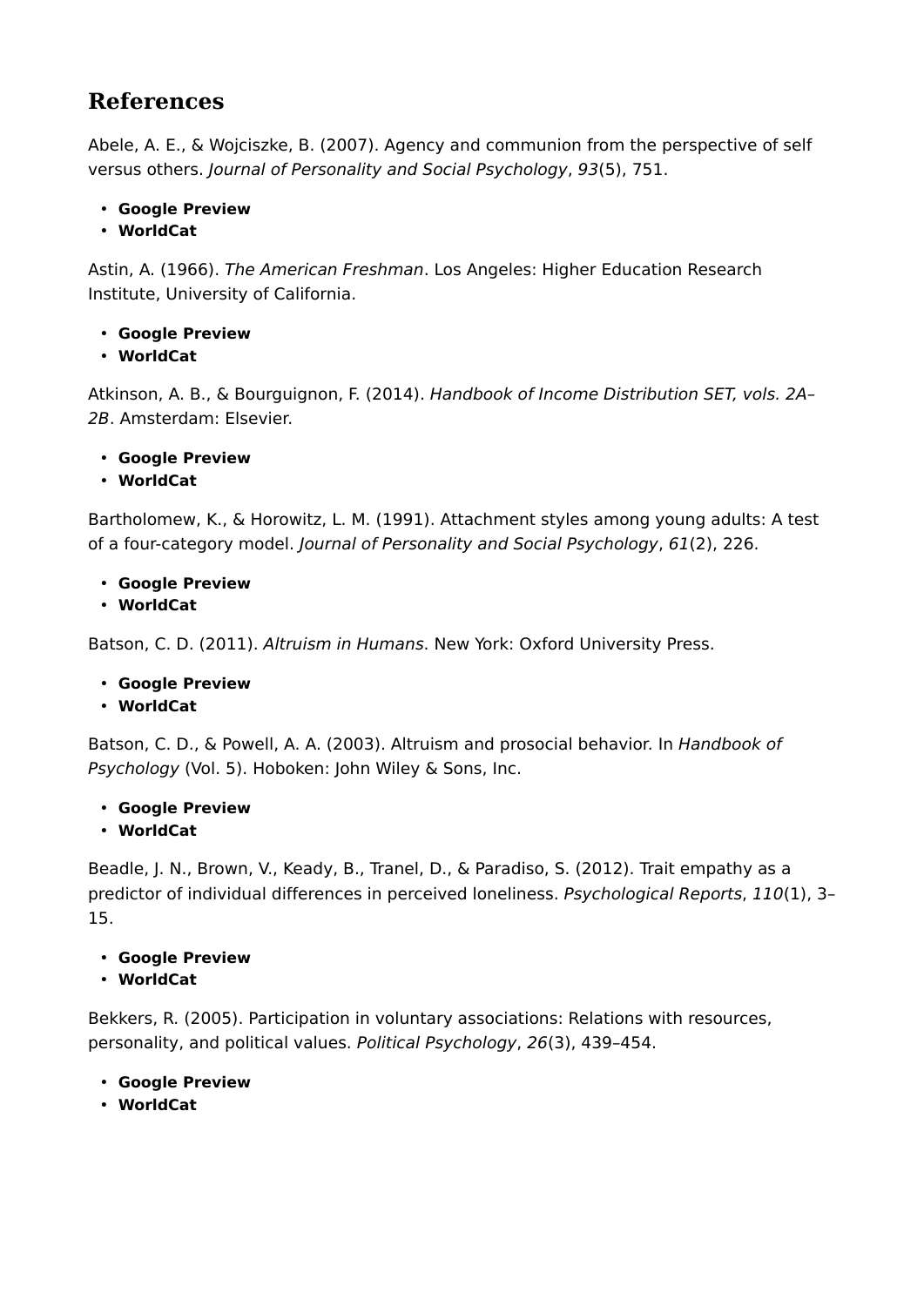## References

Abele, A. E., & Wojciszke, B. (2007). Agency and communion from the perspective of self versus others. *Journal of Personality and Social Psychology*, *93*(5), 751.

- **Google Preview**
- **WorldCat**

Astin, A. (1966). *The American Freshman*. Los Angeles: Higher Education Research Institute, University of California.

- **Google Preview**
- **WorldCat**

Atkinson, A. B., & Bourguignon, F. (2014). *Handbook of Income Distribution SET, vols. 2A–2B*. Amsterdam: Elsevier.

- **Google Preview**
- **WorldCat**

Bartholomew, K., & Horowitz, L. M. (1991). Attachment styles among young adults: A test of a four-category model. *Journal of Personality and Social Psychology*, *61*(2), 226.

- **Google Preview**
- **WorldCat**

Batson, C. D. (2011). *Altruism in Humans*. New York: Oxford University Press.

- **Google Preview**
- **WorldCat**

Batson, C. D., & Powell, A. A. (2003). Altruism and prosocial behavior. In *Handbook of Psychology* (Vol. 5). Hoboken: John Wiley & Sons, Inc.

- **Google Preview**
- **WorldCat**

Beadle, J. N., Brown, V., Keady, B., Tranel, D., & Paradiso, S. (2012). Trait empathy as a predictor of individual differences in perceived loneliness. *Psychological Reports*, *110*(1), 3–15.

- **Google Preview**
- **WorldCat**

Bekkers, R. (2005). Participation in voluntary associations: Relations with resources, personality, and political values. *Political Psychology*, *26*(3), 439–454.

- **Google Preview**
- **WorldCat**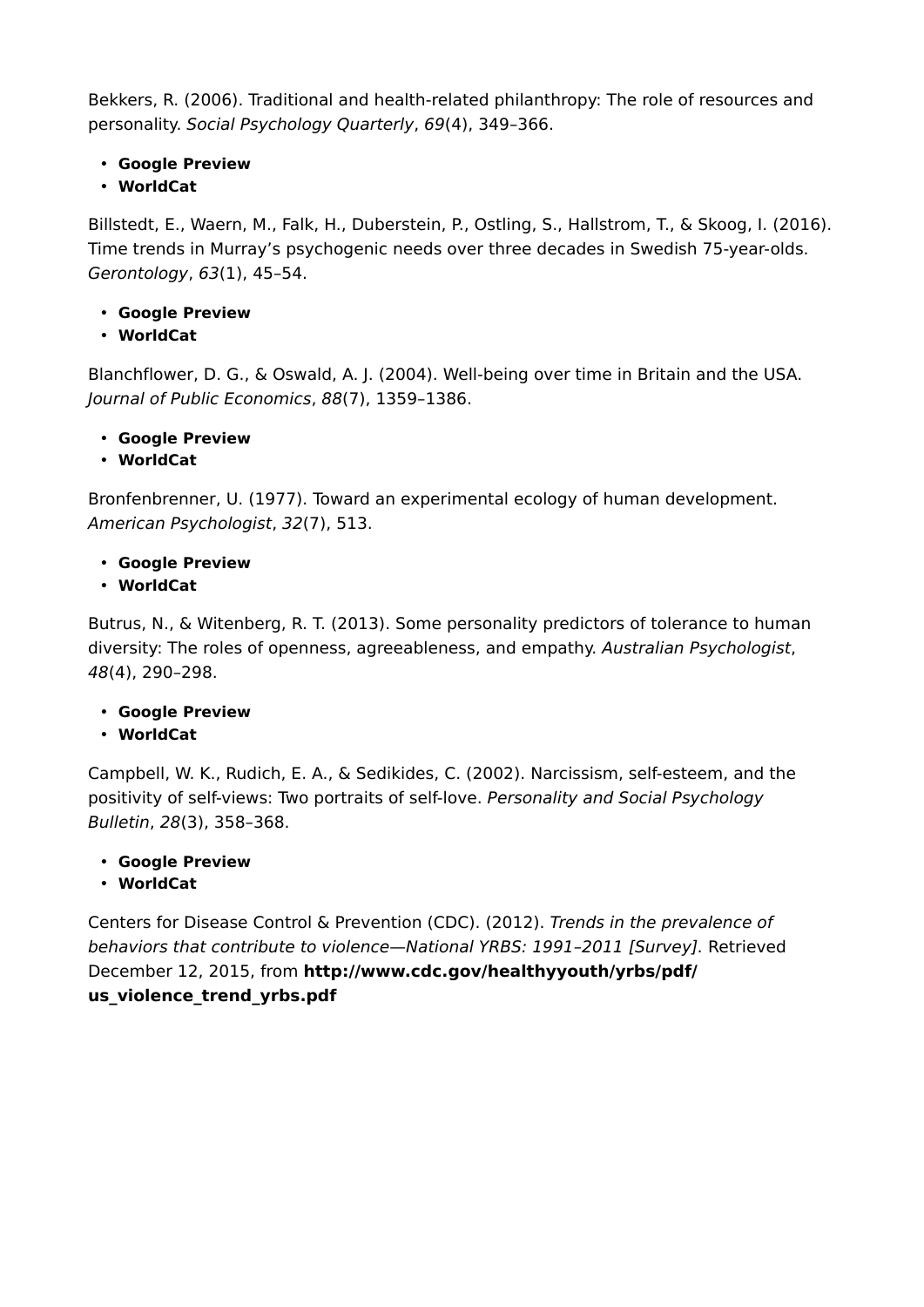Bekkers, R. (2006). Traditional and health-related philanthropy: The role of resources and personality. *Social Psychology Quarterly*, *69*(4), 349–366.

- **Google Preview**
- **WorldCat**

Billstedt, E., Waern, M., Falk, H., Duberstein, P., Ostling, S., Hallstrom, T., & Skoog, I. (2016). Time trends in Murray's psychogenic needs over three decades in Swedish 75-year-olds. *Gerontology*, *63*(1), 45–54.

- **Google Preview**
- **WorldCat**

Blanchflower, D. G., & Oswald, A. J. (2004). Well-being over time in Britain and the USA. *Journal of Public Economics*, *88*(7), 1359–1386.

- **Google Preview**
- **WorldCat**

Bronfenbrenner, U. (1977). Toward an experimental ecology of human development. *American Psychologist*, *32*(7), 513.

- **Google Preview**
- **WorldCat**

Butrus, N., & Witenberg, R. T. (2013). Some personality predictors of tolerance to human diversity: The roles of openness, agreeableness, and empathy. *Australian Psychologist*, *48*(4), 290–298.

- **Google Preview**
- **WorldCat**

Campbell, W. K., Rudich, E. A., & Sedikides, C. (2002). Narcissism, self-esteem, and the positivity of self-views: Two portraits of self-love. *Personality and Social Psychology Bulletin*, *28*(3), 358–368.

- **Google Preview**
- **WorldCat**

Centers for Disease Control & Prevention (CDC). (2012). *Trends in the prevalence of behaviors that contribute to violence—National YRBS: 1991–2011 [Survey].* Retrieved December 12, 2015, from **http://www.cdc.gov/healthyyouth/yrbs/pdf/us_violence_trend_yrbs.pdf**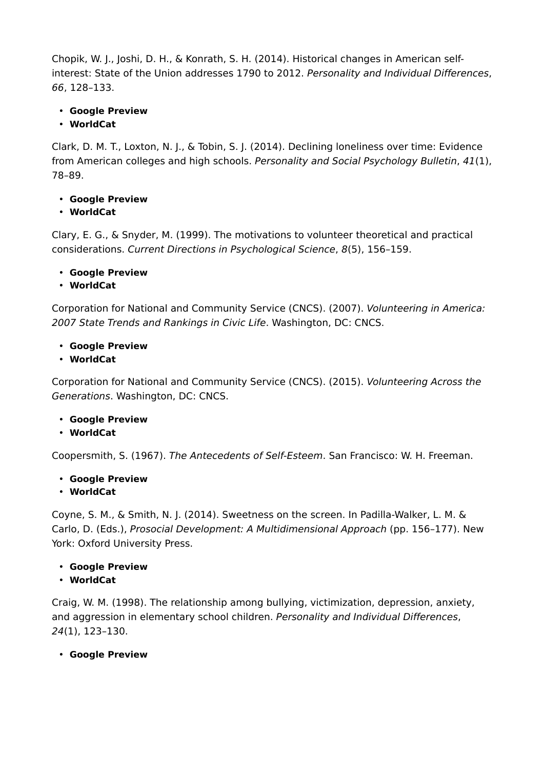Chopik, W. J., Joshi, D. H., & Konrath, S. H. (2014). Historical changes in American self-interest: State of the Union addresses 1790 to 2012. *Personality and Individual Differences*, *66*, 128–133.

- **Google Preview**
- **WorldCat**

Clark, D. M. T., Loxton, N. J., & Tobin, S. J. (2014). Declining loneliness over time: Evidence from American colleges and high schools. *Personality and Social Psychology Bulletin*, *41*(1), 78–89.

- **Google Preview**
- **WorldCat**

Clary, E. G., & Snyder, M. (1999). The motivations to volunteer theoretical and practical considerations. *Current Directions in Psychological Science*, *8*(5), 156–159.

- **Google Preview**
- **WorldCat**

Corporation for National and Community Service (CNCS). (2007). *Volunteering in America: 2007 State Trends and Rankings in Civic Life*. Washington, DC: CNCS.

- **Google Preview**
- **WorldCat**

Corporation for National and Community Service (CNCS). (2015). *Volunteering Across the Generations*. Washington, DC: CNCS.

- **Google Preview**
- **WorldCat**

Coopersmith, S. (1967). *The Antecedents of Self-Esteem*. San Francisco: W. H. Freeman.

- **Google Preview**
- **WorldCat**

Coyne, S. M., & Smith, N. J. (2014). Sweetness on the screen. In Padilla-Walker, L. M. & Carlo, D. (Eds.), *Prosocial Development: A Multidimensional Approach* (pp. 156–177). New York: Oxford University Press.

- **Google Preview**
- **WorldCat**

Craig, W. M. (1998). The relationship among bullying, victimization, depression, anxiety, and aggression in elementary school children. *Personality and Individual Differences*, *24*(1), 123–130.

- **Google Preview**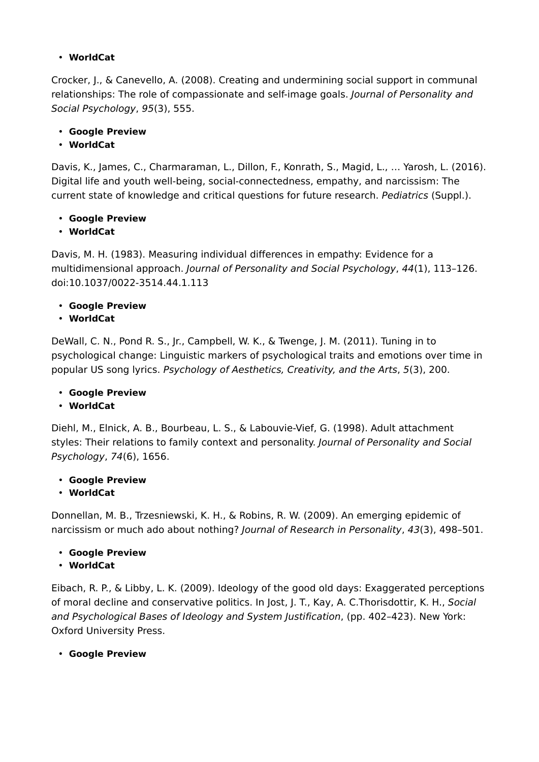- **WorldCat**

Crocker, J., & Canevello, A. (2008). Creating and undermining social support in communal relationships: The role of compassionate and self-image goals. *Journal of Personality and Social Psychology*, *95*(3), 555.

- **Google Preview**
- **WorldCat**

Davis, K., James, C., Charmaraman, L., Dillon, F., Konrath, S., Magid, L., … Yarosh, L. (2016). Digital life and youth well-being, social-connectedness, empathy, and narcissism: The current state of knowledge and critical questions for future research. *Pediatrics* (Suppl.).

- **Google Preview**
- **WorldCat**

Davis, M. H. (1983). Measuring individual differences in empathy: Evidence for a multidimensional approach. *Journal of Personality and Social Psychology*, *44*(1), 113–126. doi:10.1037/0022-3514.44.1.113

- **Google Preview**
- **WorldCat**

DeWall, C. N., Pond R. S., Jr., Campbell, W. K., & Twenge, J. M. (2011). Tuning in to psychological change: Linguistic markers of psychological traits and emotions over time in popular US song lyrics. *Psychology of Aesthetics, Creativity, and the Arts*, *5*(3), 200.

- **Google Preview**
- **WorldCat**

Diehl, M., Elnick, A. B., Bourbeau, L. S., & Labouvie-Vief, G. (1998). Adult attachment styles: Their relations to family context and personality. *Journal of Personality and Social Psychology*, *74*(6), 1656.

- **Google Preview**
- **WorldCat**

Donnellan, M. B., Trzesniewski, K. H., & Robins, R. W. (2009). An emerging epidemic of narcissism or much ado about nothing? *Journal of Research in Personality*, *43*(3), 498–501.

- **Google Preview**
- **WorldCat**

Eibach, R. P., & Libby, L. K. (2009). Ideology of the good old days: Exaggerated perceptions of moral decline and conservative politics. In Jost, J. T., Kay, A. C.Thorisdottir, K. H., *Social and Psychological Bases of Ideology and System Justification*, (pp. 402–423). New York: Oxford University Press.

- **Google Preview**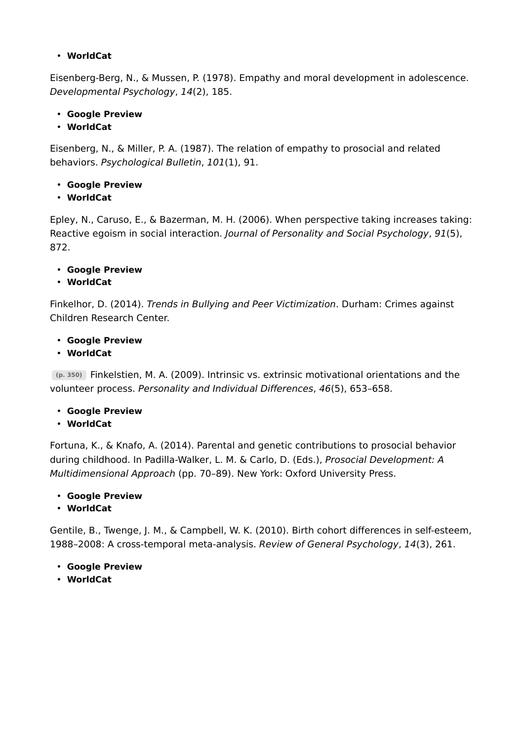- **WorldCat**

Eisenberg-Berg, N., & Mussen, P. (1978). Empathy and moral development in adolescence. *Developmental Psychology*, *14*(2), 185.

- **Google Preview**
- **WorldCat**

Eisenberg, N., & Miller, P. A. (1987). The relation of empathy to prosocial and related behaviors. *Psychological Bulletin*, *101*(1), 91.

- **Google Preview**
- **WorldCat**

Epley, N., Caruso, E., & Bazerman, M. H. (2006). When perspective taking increases taking: Reactive egoism in social interaction. *Journal of Personality and Social Psychology*, *91*(5), 872.

- **Google Preview**
- **WorldCat**

Finkelhor, D. (2014). *Trends in Bullying and Peer Victimization*. Durham: Crimes against Children Research Center.

- **Google Preview**
- **WorldCat**

(p. 350) Finkelstien, M. A. (2009). Intrinsic vs. extrinsic motivational orientations and the volunteer process. *Personality and Individual Differences*, *46*(5), 653–658.

- **Google Preview**
- **WorldCat**

Fortuna, K., & Knafo, A. (2014). Parental and genetic contributions to prosocial behavior during childhood. In Padilla-Walker, L. M. & Carlo, D. (Eds.), *Prosocial Development: A Multidimensional Approach* (pp. 70–89). New York: Oxford University Press.

- **Google Preview**
- **WorldCat**

Gentile, B., Twenge, J. M., & Campbell, W. K. (2010). Birth cohort differences in self-esteem, 1988–2008: A cross-temporal meta-analysis. *Review of General Psychology*, *14*(3), 261.

- **Google Preview**
- **WorldCat**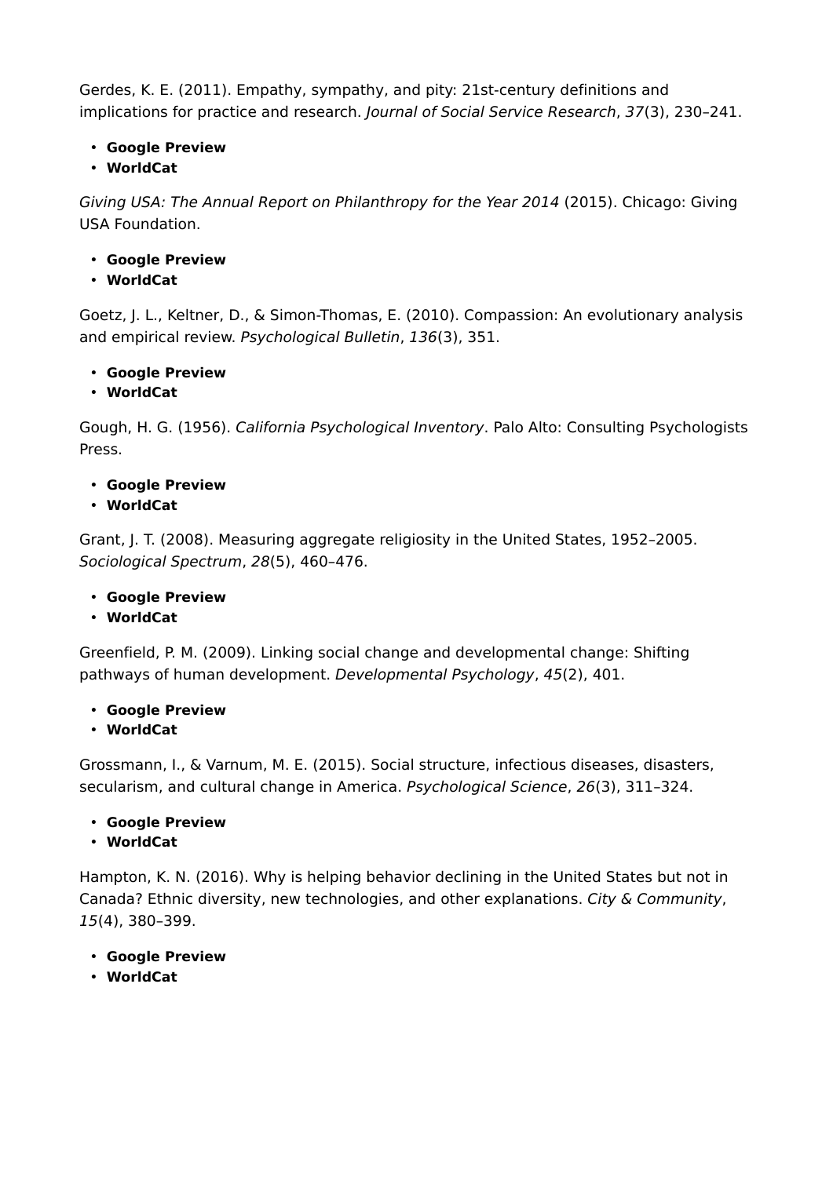Gerdes, K. E. (2011). Empathy, sympathy, and pity: 21st-century definitions and implications for practice and research. *Journal of Social Service Research*, *37*(3), 230–241.

- **Google Preview**
- **WorldCat**

*Giving USA: The Annual Report on Philanthropy for the Year 2014* (2015). Chicago: Giving USA Foundation.

- **Google Preview**
- **WorldCat**

Goetz, J. L., Keltner, D., & Simon-Thomas, E. (2010). Compassion: An evolutionary analysis and empirical review. *Psychological Bulletin*, *136*(3), 351.

- **Google Preview**
- **WorldCat**

Gough, H. G. (1956). *California Psychological Inventory*. Palo Alto: Consulting Psychologists Press.

- **Google Preview**
- **WorldCat**

Grant, J. T. (2008). Measuring aggregate religiosity in the United States, 1952–2005. *Sociological Spectrum*, *28*(5), 460–476.

- **Google Preview**
- **WorldCat**

Greenfield, P. M. (2009). Linking social change and developmental change: Shifting pathways of human development. *Developmental Psychology*, *45*(2), 401.

- **Google Preview**
- **WorldCat**

Grossmann, I., & Varnum, M. E. (2015). Social structure, infectious diseases, disasters, secularism, and cultural change in America. *Psychological Science*, *26*(3), 311–324.

- **Google Preview**
- **WorldCat**

Hampton, K. N. (2016). Why is helping behavior declining in the United States but not in Canada? Ethnic diversity, new technologies, and other explanations. *City & Community*, *15*(4), 380–399.

- **Google Preview**
- **WorldCat**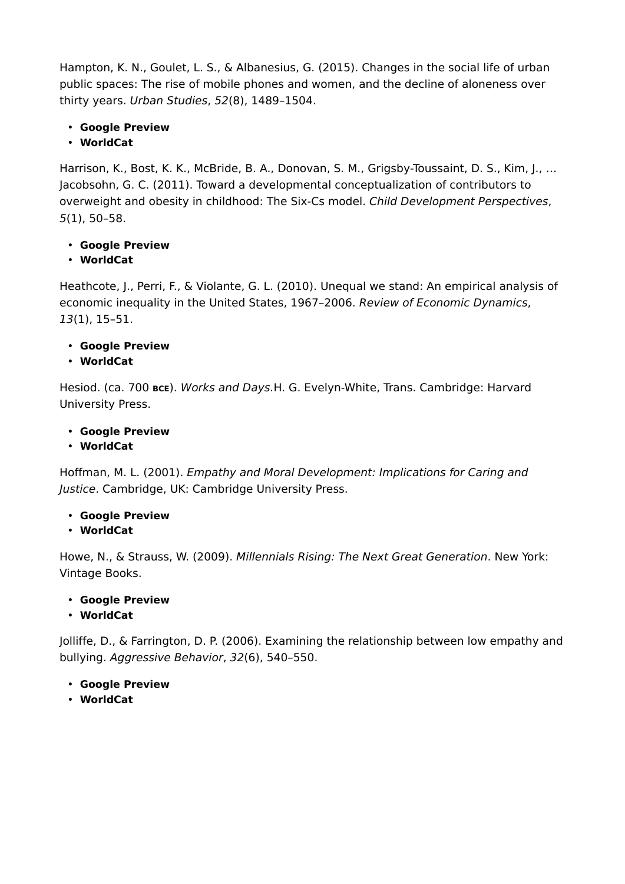Hampton, K. N., Goulet, L. S., & Albanesius, G. (2015). Changes in the social life of urban public spaces: The rise of mobile phones and women, and the decline of aloneness over thirty years. *Urban Studies*, *52*(8), 1489–1504.

- **Google Preview**
- **WorldCat**

Harrison, K., Bost, K. K., McBride, B. A., Donovan, S. M., Grigsby-Toussaint, D. S., Kim, J., … Jacobsohn, G. C. (2011). Toward a developmental conceptualization of contributors to overweight and obesity in childhood: The Six-Cs model. *Child Development Perspectives*, *5*(1), 50–58.

- **Google Preview**
- **WorldCat**

Heathcote, J., Perri, F., & Violante, G. L. (2010). Unequal we stand: An empirical analysis of economic inequality in the United States, 1967–2006. *Review of Economic Dynamics*, *13*(1), 15–51.

- **Google Preview**
- **WorldCat**

Hesiod. (ca. 700 BCE). *Works and Days.*H. G. Evelyn-White, Trans. Cambridge: Harvard University Press.

- **Google Preview**
- **WorldCat**

Hoffman, M. L. (2001). *Empathy and Moral Development: Implications for Caring and Justice*. Cambridge, UK: Cambridge University Press.

- **Google Preview**
- **WorldCat**

Howe, N., & Strauss, W. (2009). *Millennials Rising: The Next Great Generation*. New York: Vintage Books.

- **Google Preview**
- **WorldCat**

Jolliffe, D., & Farrington, D. P. (2006). Examining the relationship between low empathy and bullying. *Aggressive Behavior*, *32*(6), 540–550.

- **Google Preview**
- **WorldCat**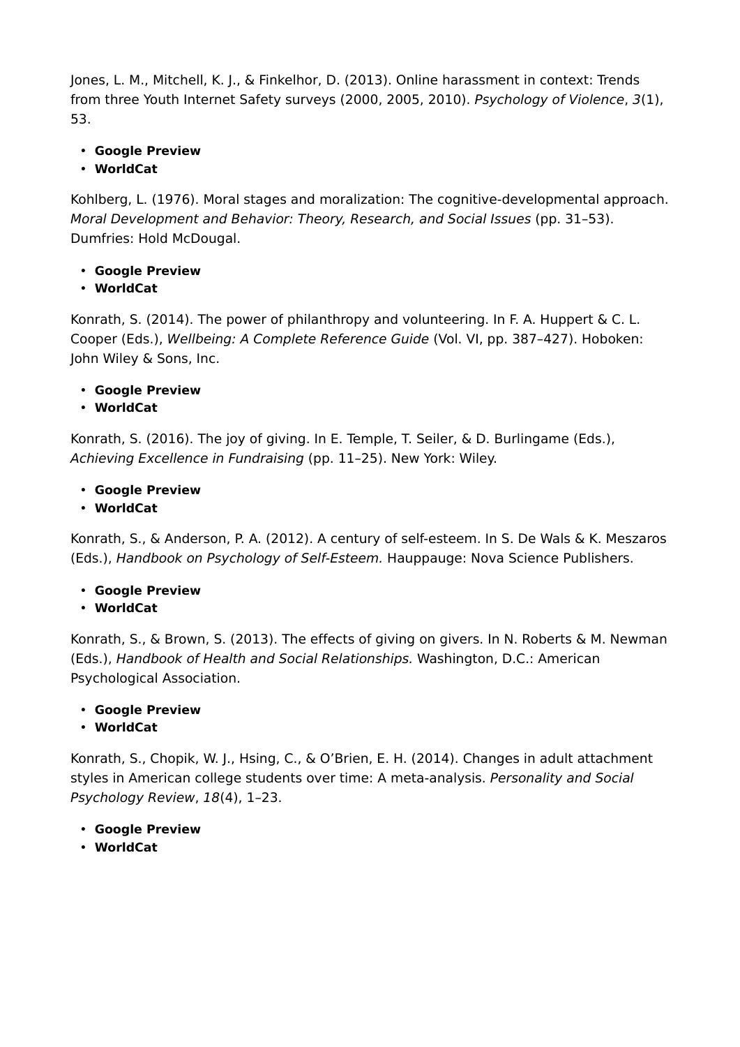Jones, L. M., Mitchell, K. J., & Finkelhor, D. (2013). Online harassment in context: Trends from three Youth Internet Safety surveys (2000, 2005, 2010). *Psychology of Violence*, *3*(1), 53.

- **Google Preview**
- **WorldCat**

Kohlberg, L. (1976). Moral stages and moralization: The cognitive-developmental approach. *Moral Development and Behavior: Theory, Research, and Social Issues* (pp. 31–53). Dumfries: Hold McDougal.

- **Google Preview**
- **WorldCat**

Konrath, S. (2014). The power of philanthropy and volunteering. In F. A. Huppert & C. L. Cooper (Eds.), *Wellbeing: A Complete Reference Guide* (Vol. VI, pp. 387–427). Hoboken: John Wiley & Sons, Inc.

- **Google Preview**
- **WorldCat**

Konrath, S. (2016). The joy of giving. In E. Temple, T. Seiler, & D. Burlingame (Eds.), *Achieving Excellence in Fundraising* (pp. 11–25). New York: Wiley.

- **Google Preview**
- **WorldCat**

Konrath, S., & Anderson, P. A. (2012). A century of self-esteem. In S. De Wals & K. Meszaros (Eds.), *Handbook on Psychology of Self-Esteem.* Hauppauge: Nova Science Publishers.

- **Google Preview**
- **WorldCat**

Konrath, S., & Brown, S. (2013). The effects of giving on givers. In N. Roberts & M. Newman (Eds.), *Handbook of Health and Social Relationships.* Washington, D.C.: American Psychological Association.

- **Google Preview**
- **WorldCat**

Konrath, S., Chopik, W. J., Hsing, C., & O'Brien, E. H. (2014). Changes in adult attachment styles in American college students over time: A meta-analysis. *Personality and Social Psychology Review*, *18*(4), 1–23.

- **Google Preview**
- **WorldCat**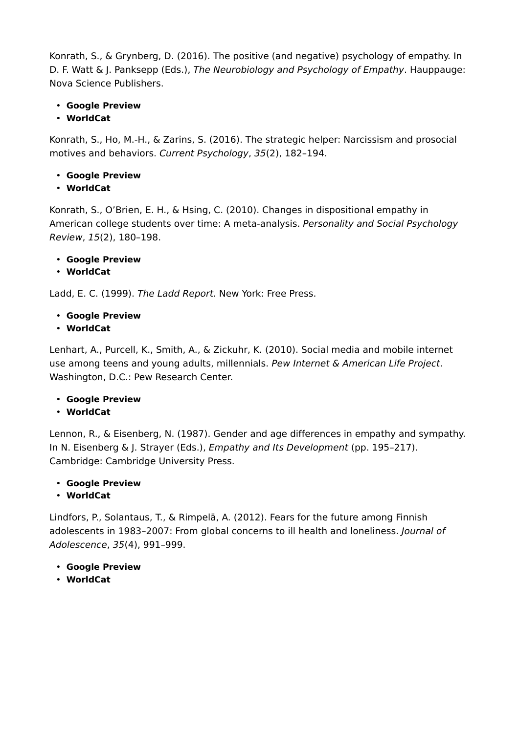Konrath, S., & Grynberg, D. (2016). The positive (and negative) psychology of empathy. In D. F. Watt & J. Panksepp (Eds.), *The Neurobiology and Psychology of Empathy*. Hauppauge: Nova Science Publishers.

- **Google Preview**
- **WorldCat**

Konrath, S., Ho, M.-H., & Zarins, S. (2016). The strategic helper: Narcissism and prosocial motives and behaviors. *Current Psychology*, *35*(2), 182–194.

- **Google Preview**
- **WorldCat**

Konrath, S., O'Brien, E. H., & Hsing, C. (2010). Changes in dispositional empathy in American college students over time: A meta-analysis. *Personality and Social Psychology Review*, *15*(2), 180–198.

- **Google Preview**
- **WorldCat**

Ladd, E. C. (1999). *The Ladd Report*. New York: Free Press.

- **Google Preview**
- **WorldCat**

Lenhart, A., Purcell, K., Smith, A., & Zickuhr, K. (2010). Social media and mobile internet use among teens and young adults, millennials. *Pew Internet & American Life Project*. Washington, D.C.: Pew Research Center.

- **Google Preview**
- **WorldCat**

Lennon, R., & Eisenberg, N. (1987). Gender and age differences in empathy and sympathy. In N. Eisenberg & J. Strayer (Eds.), *Empathy and Its Development* (pp. 195–217). Cambridge: Cambridge University Press.

- **Google Preview**
- **WorldCat**

Lindfors, P., Solantaus, T., & Rimpelä, A. (2012). Fears for the future among Finnish adolescents in 1983–2007: From global concerns to ill health and loneliness. *Journal of Adolescence*, *35*(4), 991–999.

- **Google Preview**
- **WorldCat**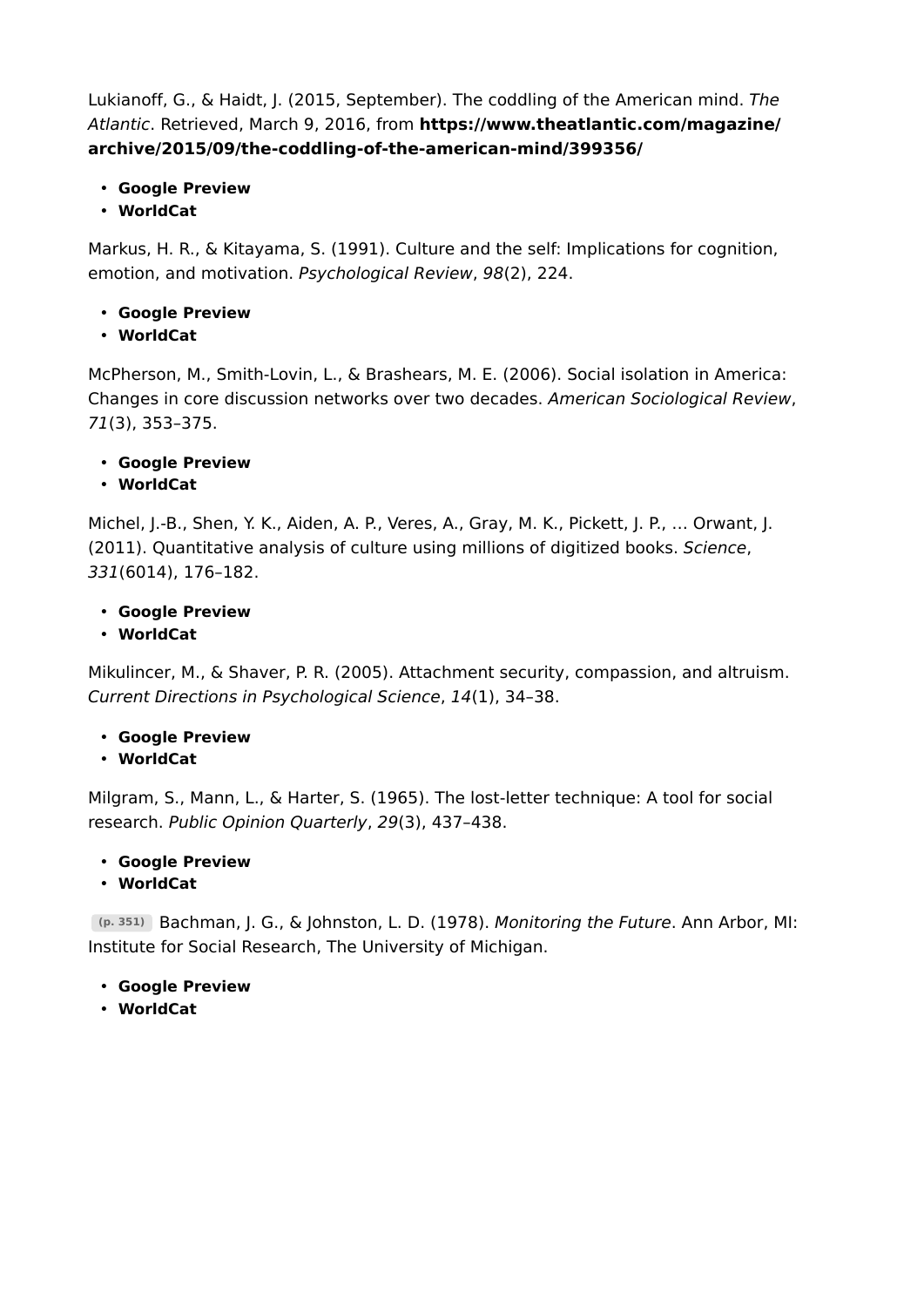Lukianoff, G., & Haidt, J. (2015, September). The coddling of the American mind. *The Atlantic*. Retrieved, March 9, 2016, from **https://www.theatlantic.com/magazine/archive/2015/09/the-coddling-of-the-american-mind/399356/**

- **Google Preview**
- **WorldCat**

Markus, H. R., & Kitayama, S. (1991). Culture and the self: Implications for cognition, emotion, and motivation. *Psychological Review*, *98*(2), 224.

- **Google Preview**
- **WorldCat**

McPherson, M., Smith-Lovin, L., & Brashears, M. E. (2006). Social isolation in America: Changes in core discussion networks over two decades. *American Sociological Review*, *71*(3), 353–375.

- **Google Preview**
- **WorldCat**

Michel, J.-B., Shen, Y. K., Aiden, A. P., Veres, A., Gray, M. K., Pickett, J. P., … Orwant, J. (2011). Quantitative analysis of culture using millions of digitized books. *Science*, *331*(6014), 176–182.

- **Google Preview**
- **WorldCat**

Mikulincer, M., & Shaver, P. R. (2005). Attachment security, compassion, and altruism. *Current Directions in Psychological Science*, *14*(1), 34–38.

- **Google Preview**
- **WorldCat**

Milgram, S., Mann, L., & Harter, S. (1965). The lost-letter technique: A tool for social research. *Public Opinion Quarterly*, *29*(3), 437–438.

- **Google Preview**
- **WorldCat**

(p. 351) Bachman, J. G., & Johnston, L. D. (1978). *Monitoring the Future*. Ann Arbor, MI: Institute for Social Research, The University of Michigan.

- **Google Preview**
- **WorldCat**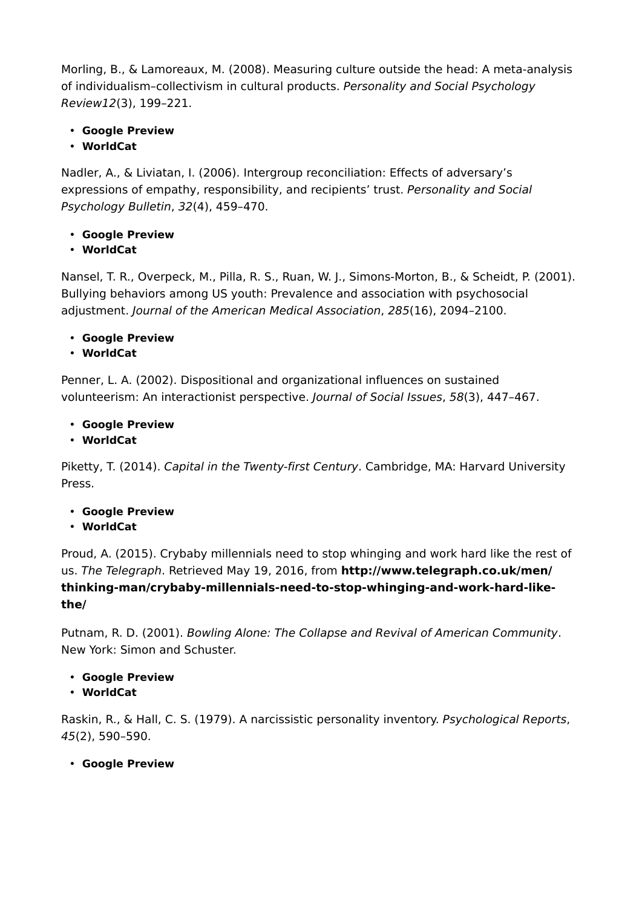Morling, B., & Lamoreaux, M. (2008). Measuring culture outside the head: A meta-analysis of individualism–collectivism in cultural products. *Personality and Social Psychology Review12*(3), 199–221.

- **Google Preview**
- **WorldCat**

Nadler, A., & Liviatan, I. (2006). Intergroup reconciliation: Effects of adversary's expressions of empathy, responsibility, and recipients' trust. *Personality and Social Psychology Bulletin*, *32*(4), 459–470.

- **Google Preview**
- **WorldCat**

Nansel, T. R., Overpeck, M., Pilla, R. S., Ruan, W. J., Simons-Morton, B., & Scheidt, P. (2001). Bullying behaviors among US youth: Prevalence and association with psychosocial adjustment. *Journal of the American Medical Association*, *285*(16), 2094–2100.

- **Google Preview**
- **WorldCat**

Penner, L. A. (2002). Dispositional and organizational influences on sustained volunteerism: An interactionist perspective. *Journal of Social Issues*, *58*(3), 447–467.

- **Google Preview**
- **WorldCat**

Piketty, T. (2014). *Capital in the Twenty-first Century*. Cambridge, MA: Harvard University Press.

- **Google Preview**
- **WorldCat**

Proud, A. (2015). Crybaby millennials need to stop whinging and work hard like the rest of us. *The Telegraph*. Retrieved May 19, 2016, from **http://www.telegraph.co.uk/men/thinking-man/crybaby-millennials-need-to-stop-whinging-and-work-hard-like-the/**

Putnam, R. D. (2001). *Bowling Alone: The Collapse and Revival of American Community*. New York: Simon and Schuster.

- **Google Preview**
- **WorldCat**

Raskin, R., & Hall, C. S. (1979). A narcissistic personality inventory. *Psychological Reports*, *45*(2), 590–590.

- **Google Preview**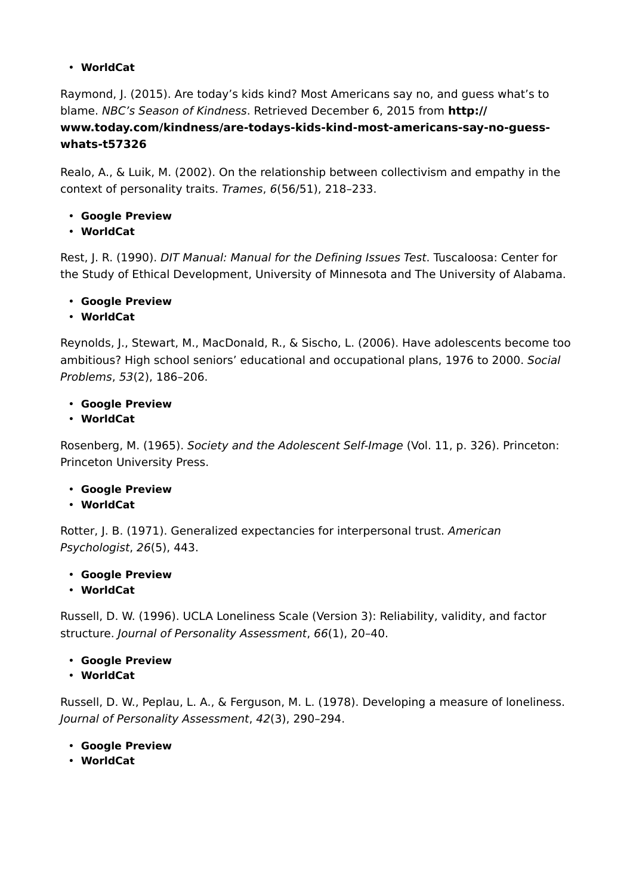- **WorldCat**

Raymond, J. (2015). Are today's kids kind? Most Americans say no, and guess what's to blame. *NBC's Season of Kindness*. Retrieved December 6, 2015 from **http://www.today.com/kindness/are-todays-kids-kind-most-americans-say-no-guess-whats-t57326**

Realo, A., & Luik, M. (2002). On the relationship between collectivism and empathy in the context of personality traits. *Trames*, *6*(56/51), 218–233.

- **Google Preview**
- **WorldCat**

Rest, J. R. (1990). *DIT Manual: Manual for the Defining Issues Test*. Tuscaloosa: Center for the Study of Ethical Development, University of Minnesota and The University of Alabama.

- **Google Preview**
- **WorldCat**

Reynolds, J., Stewart, M., MacDonald, R., & Sischo, L. (2006). Have adolescents become too ambitious? High school seniors' educational and occupational plans, 1976 to 2000. *Social Problems*, *53*(2), 186–206.

- **Google Preview**
- **WorldCat**

Rosenberg, M. (1965). *Society and the Adolescent Self-Image* (Vol. 11, p. 326). Princeton: Princeton University Press.

- **Google Preview**
- **WorldCat**

Rotter, J. B. (1971). Generalized expectancies for interpersonal trust. *American Psychologist*, *26*(5), 443.

- **Google Preview**
- **WorldCat**

Russell, D. W. (1996). UCLA Loneliness Scale (Version 3): Reliability, validity, and factor structure. *Journal of Personality Assessment*, *66*(1), 20–40.

- **Google Preview**
- **WorldCat**

Russell, D. W., Peplau, L. A., & Ferguson, M. L. (1978). Developing a measure of loneliness. *Journal of Personality Assessment*, *42*(3), 290–294.

- **Google Preview**
- **WorldCat**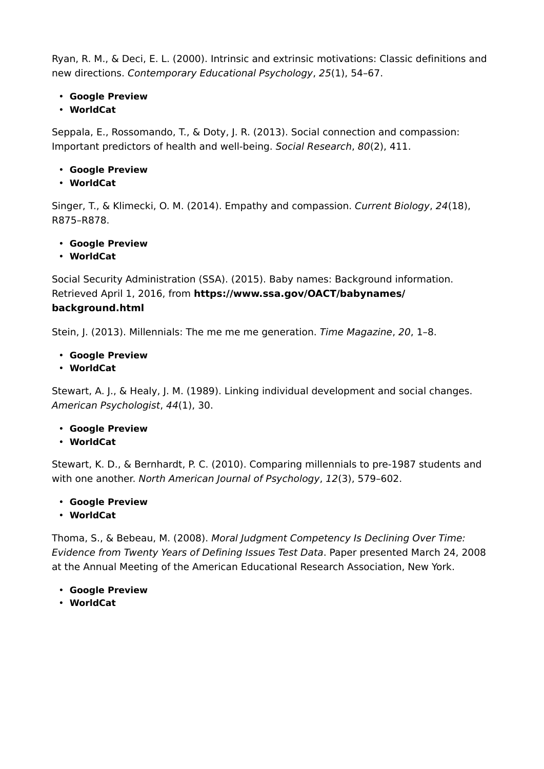Ryan, R. M., & Deci, E. L. (2000). Intrinsic and extrinsic motivations: Classic definitions and new directions. *Contemporary Educational Psychology*, *25*(1), 54–67.

- **Google Preview**
- **WorldCat**

Seppala, E., Rossomando, T., & Doty, J. R. (2013). Social connection and compassion: Important predictors of health and well-being. *Social Research*, *80*(2), 411.

- **Google Preview**
- **WorldCat**

Singer, T., & Klimecki, O. M. (2014). Empathy and compassion. *Current Biology*, *24*(18), R875–R878.

- **Google Preview**
- **WorldCat**

Social Security Administration (SSA). (2015). Baby names: Background information. Retrieved April 1, 2016, from **https://www.ssa.gov/OACT/babynames/background.html**

Stein, J. (2013). Millennials: The me me me generation. *Time Magazine*, *20*, 1–8.

- **Google Preview**
- **WorldCat**

Stewart, A. J., & Healy, J. M. (1989). Linking individual development and social changes. *American Psychologist*, *44*(1), 30.

- **Google Preview**
- **WorldCat**

Stewart, K. D., & Bernhardt, P. C. (2010). Comparing millennials to pre-1987 students and with one another. *North American Journal of Psychology*, *12*(3), 579–602.

- **Google Preview**
- **WorldCat**

Thoma, S., & Bebeau, M. (2008). *Moral Judgment Competency Is Declining Over Time: Evidence from Twenty Years of Defining Issues Test Data*. Paper presented March 24, 2008 at the Annual Meeting of the American Educational Research Association, New York.

- **Google Preview**
- **WorldCat**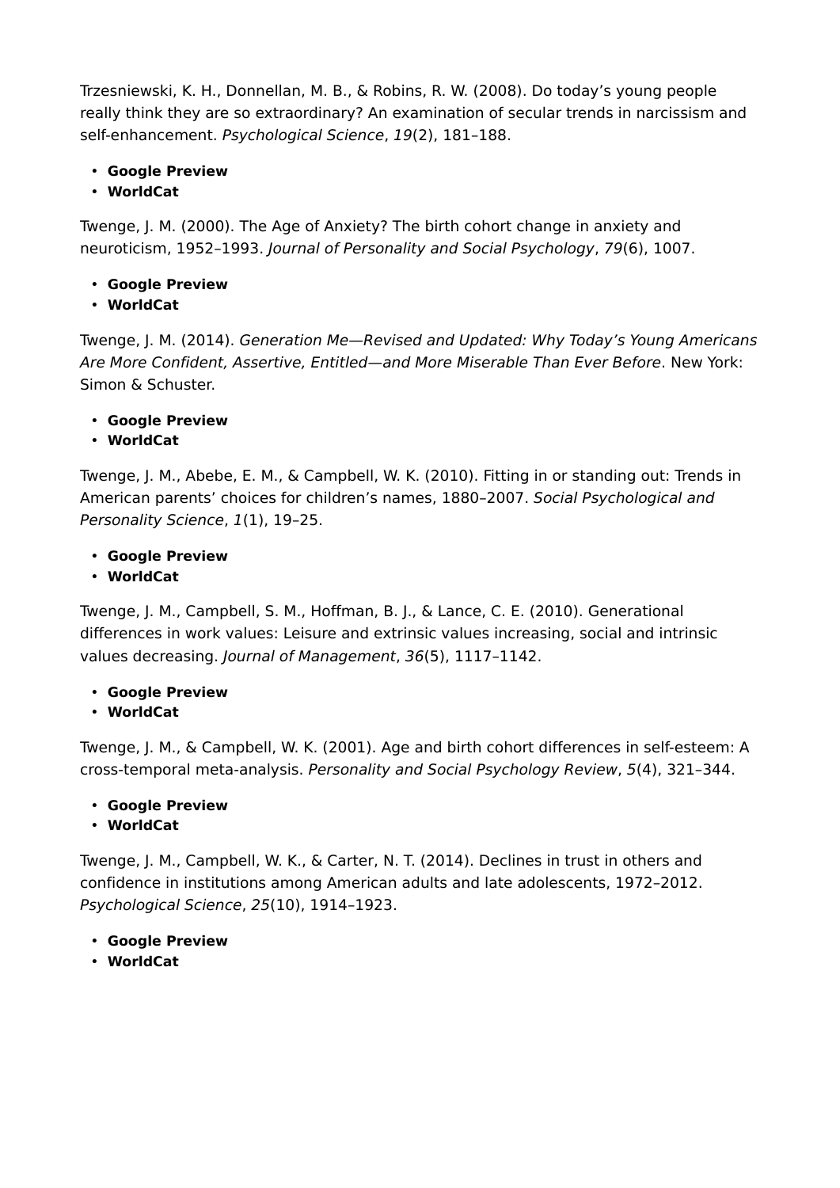Trzesniewski, K. H., Donnellan, M. B., & Robins, R. W. (2008). Do today's young people really think they are so extraordinary? An examination of secular trends in narcissism and self-enhancement. *Psychological Science*, *19*(2), 181–188.

- **Google Preview**
- **WorldCat**

Twenge, J. M. (2000). The Age of Anxiety? The birth cohort change in anxiety and neuroticism, 1952–1993. *Journal of Personality and Social Psychology*, *79*(6), 1007.

- **Google Preview**
- **WorldCat**

Twenge, J. M. (2014). *Generation Me—Revised and Updated: Why Today's Young Americans Are More Confident, Assertive, Entitled—and More Miserable Than Ever Before*. New York: Simon & Schuster.

- **Google Preview**
- **WorldCat**

Twenge, J. M., Abebe, E. M., & Campbell, W. K. (2010). Fitting in or standing out: Trends in American parents' choices for children's names, 1880–2007. *Social Psychological and Personality Science*, *1*(1), 19–25.

- **Google Preview**
- **WorldCat**

Twenge, J. M., Campbell, S. M., Hoffman, B. J., & Lance, C. E. (2010). Generational differences in work values: Leisure and extrinsic values increasing, social and intrinsic values decreasing. *Journal of Management*, *36*(5), 1117–1142.

- **Google Preview**
- **WorldCat**

Twenge, J. M., & Campbell, W. K. (2001). Age and birth cohort differences in self-esteem: A cross-temporal meta-analysis. *Personality and Social Psychology Review*, *5*(4), 321–344.

- **Google Preview**
- **WorldCat**

Twenge, J. M., Campbell, W. K., & Carter, N. T. (2014). Declines in trust in others and confidence in institutions among American adults and late adolescents, 1972–2012. *Psychological Science*, *25*(10), 1914–1923.

- **Google Preview**
- **WorldCat**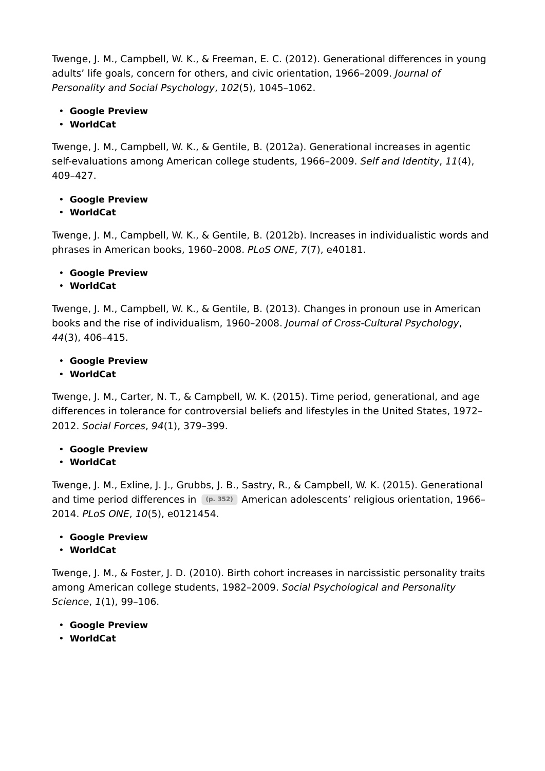Twenge, J. M., Campbell, W. K., & Freeman, E. C. (2012). Generational differences in young adults' life goals, concern for others, and civic orientation, 1966–2009. *Journal of Personality and Social Psychology*, *102*(5), 1045–1062.

- **Google Preview**
- **WorldCat**

Twenge, J. M., Campbell, W. K., & Gentile, B. (2012a). Generational increases in agentic self-evaluations among American college students, 1966–2009. *Self and Identity*, *11*(4), 409–427.

- **Google Preview**
- **WorldCat**

Twenge, J. M., Campbell, W. K., & Gentile, B. (2012b). Increases in individualistic words and phrases in American books, 1960–2008. *PLoS ONE*, *7*(7), e40181.

- **Google Preview**
- **WorldCat**

Twenge, J. M., Campbell, W. K., & Gentile, B. (2013). Changes in pronoun use in American books and the rise of individualism, 1960–2008. *Journal of Cross-Cultural Psychology*, *44*(3), 406–415.

- **Google Preview**
- **WorldCat**

Twenge, J. M., Carter, N. T., & Campbell, W. K. (2015). Time period, generational, and age differences in tolerance for controversial beliefs and lifestyles in the United States, 1972–2012. *Social Forces*, *94*(1), 379–399.

- **Google Preview**
- **WorldCat**

Twenge, J. M., Exline, J. J., Grubbs, J. B., Sastry, R., & Campbell, W. K. (2015). Generational and time period differences in (p. 352) American adolescents' religious orientation, 1966–2014. *PLoS ONE*, *10*(5), e0121454.

- **Google Preview**
- **WorldCat**

Twenge, J. M., & Foster, J. D. (2010). Birth cohort increases in narcissistic personality traits among American college students, 1982–2009. *Social Psychological and Personality Science*, *1*(1), 99–106.

- **Google Preview**
- **WorldCat**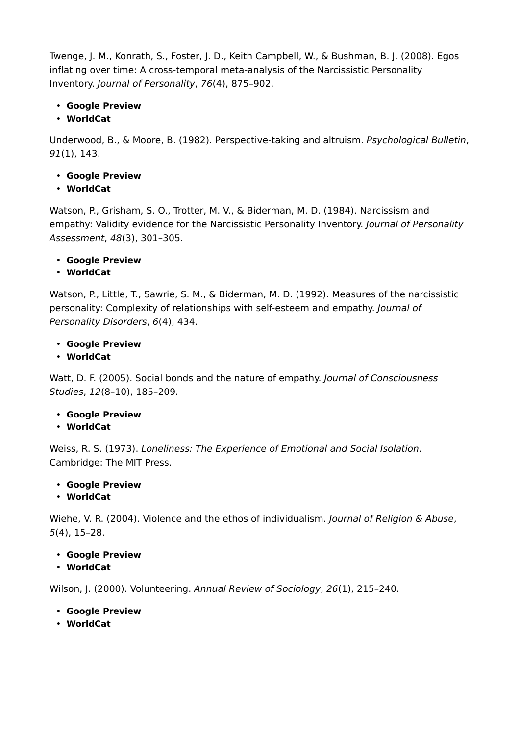Twenge, J. M., Konrath, S., Foster, J. D., Keith Campbell, W., & Bushman, B. J. (2008). Egos inflating over time: A cross-temporal meta-analysis of the Narcissistic Personality Inventory. *Journal of Personality*, *76*(4), 875–902.

- **Google Preview**
- **WorldCat**

Underwood, B., & Moore, B. (1982). Perspective-taking and altruism. *Psychological Bulletin*, *91*(1), 143.

- **Google Preview**
- **WorldCat**

Watson, P., Grisham, S. O., Trotter, M. V., & Biderman, M. D. (1984). Narcissism and empathy: Validity evidence for the Narcissistic Personality Inventory. *Journal of Personality Assessment*, *48*(3), 301–305.

- **Google Preview**
- **WorldCat**

Watson, P., Little, T., Sawrie, S. M., & Biderman, M. D. (1992). Measures of the narcissistic personality: Complexity of relationships with self-esteem and empathy. *Journal of Personality Disorders*, *6*(4), 434.

- **Google Preview**
- **WorldCat**

Watt, D. F. (2005). Social bonds and the nature of empathy. *Journal of Consciousness Studies*, *12*(8–10), 185–209.

- **Google Preview**
- **WorldCat**

Weiss, R. S. (1973). *Loneliness: The Experience of Emotional and Social Isolation*. Cambridge: The MIT Press.

- **Google Preview**
- **WorldCat**

Wiehe, V. R. (2004). Violence and the ethos of individualism. *Journal of Religion & Abuse*, *5*(4), 15–28.

- **Google Preview**
- **WorldCat**

Wilson, J. (2000). Volunteering. *Annual Review of Sociology*, *26*(1), 215–240.

- **Google Preview**
- **WorldCat**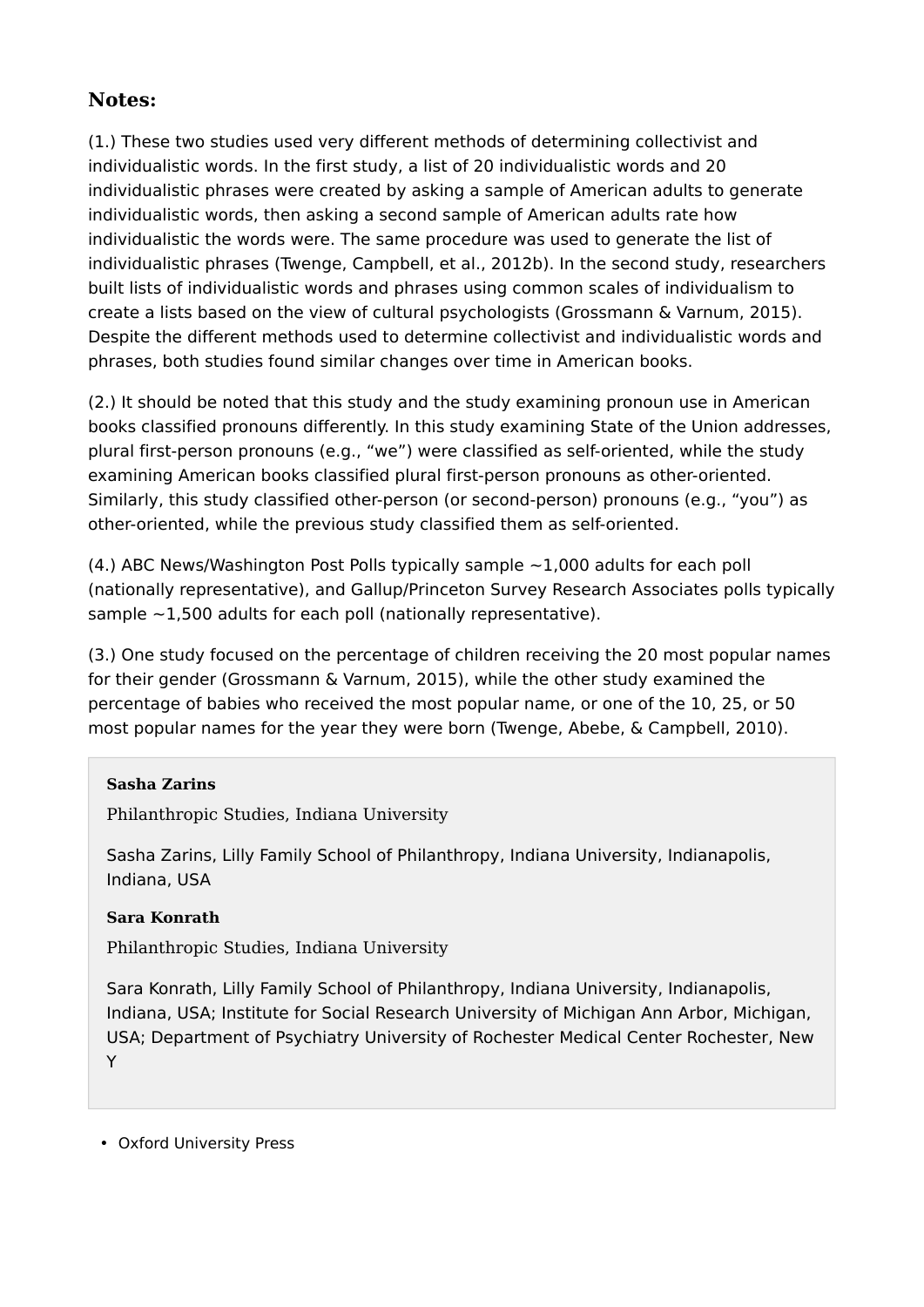## Notes:

(1.) These two studies used very different methods of determining collectivist and individualistic words. In the first study, a list of 20 individualistic words and 20 individualistic phrases were created by asking a sample of American adults to generate individualistic words, then asking a second sample of American adults rate how individualistic the words were. The same procedure was used to generate the list of individualistic phrases (Twenge, Campbell, et al., 2012b). In the second study, researchers built lists of individualistic words and phrases using common scales of individualism to create a lists based on the view of cultural psychologists (Grossmann & Varnum, 2015). Despite the different methods used to determine collectivist and individualistic words and phrases, both studies found similar changes over time in American books.

(2.) It should be noted that this study and the study examining pronoun use in American books classified pronouns differently. In this study examining State of the Union addresses, plural first-person pronouns (e.g., "we") were classified as self-oriented, while the study examining American books classified plural first-person pronouns as other-oriented. Similarly, this study classified other-person (or second-person) pronouns (e.g., "you") as other-oriented, while the previous study classified them as self-oriented.

(4.) ABC News/Washington Post Polls typically sample ~1,000 adults for each poll (nationally representative), and Gallup/Princeton Survey Research Associates polls typically sample ~1,500 adults for each poll (nationally representative).

(3.) One study focused on the percentage of children receiving the 20 most popular names for their gender (Grossmann & Varnum, 2015), while the other study examined the percentage of babies who received the most popular name, or one of the 10, 25, or 50 most popular names for the year they were born (Twenge, Abebe, & Campbell, 2010).

**Sasha Zarins**

Philanthropic Studies, Indiana University

Sasha Zarins, Lilly Family School of Philanthropy, Indiana University, Indianapolis, Indiana, USA

**Sara Konrath**

Philanthropic Studies, Indiana University

Sara Konrath, Lilly Family School of Philanthropy, Indiana University, Indianapolis, Indiana, USA; Institute for Social Research University of Michigan Ann Arbor, Michigan, USA; Department of Psychiatry University of Rochester Medical Center Rochester, New Y

- Oxford University Press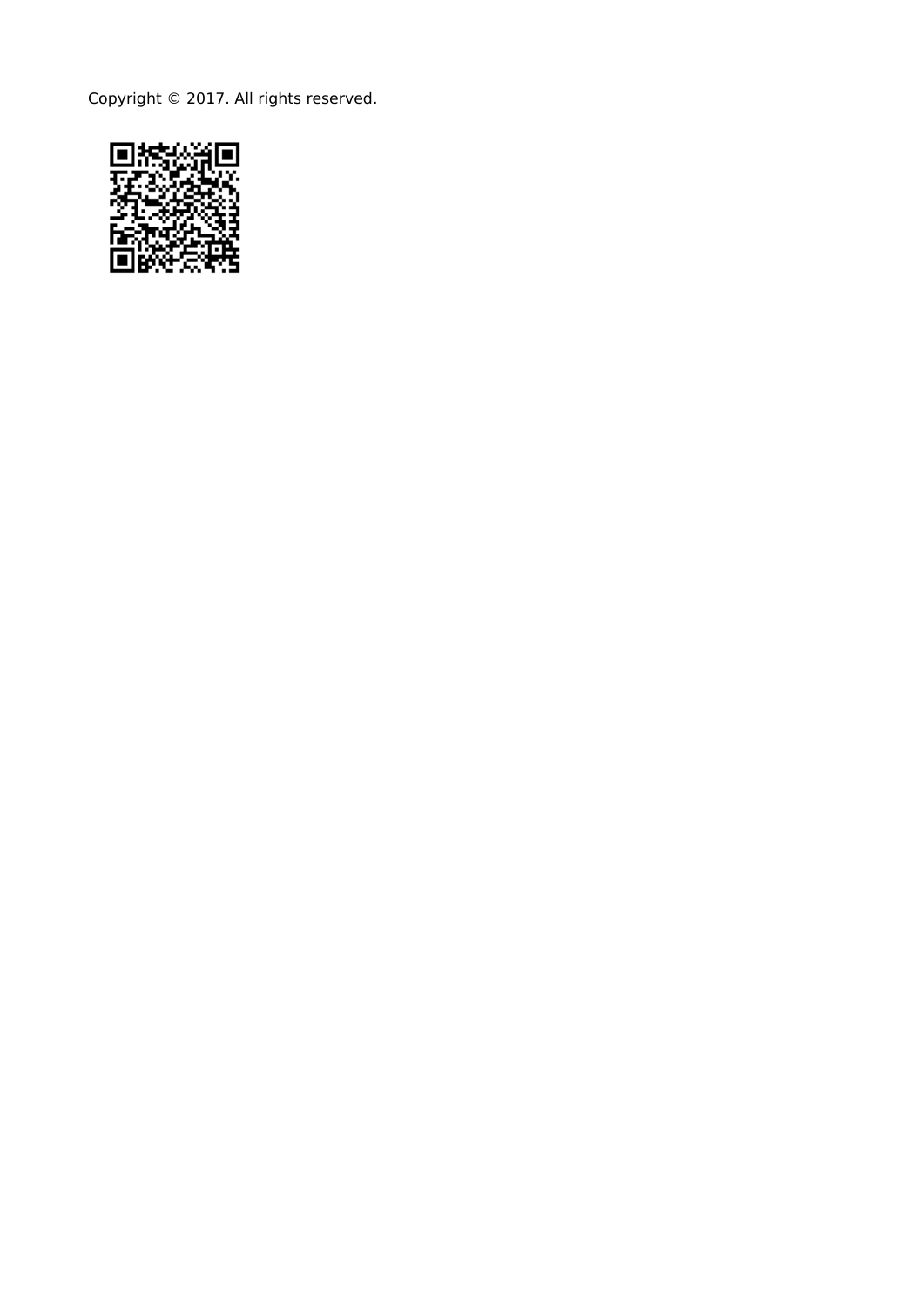Copyright © 2017. All rights reserved.